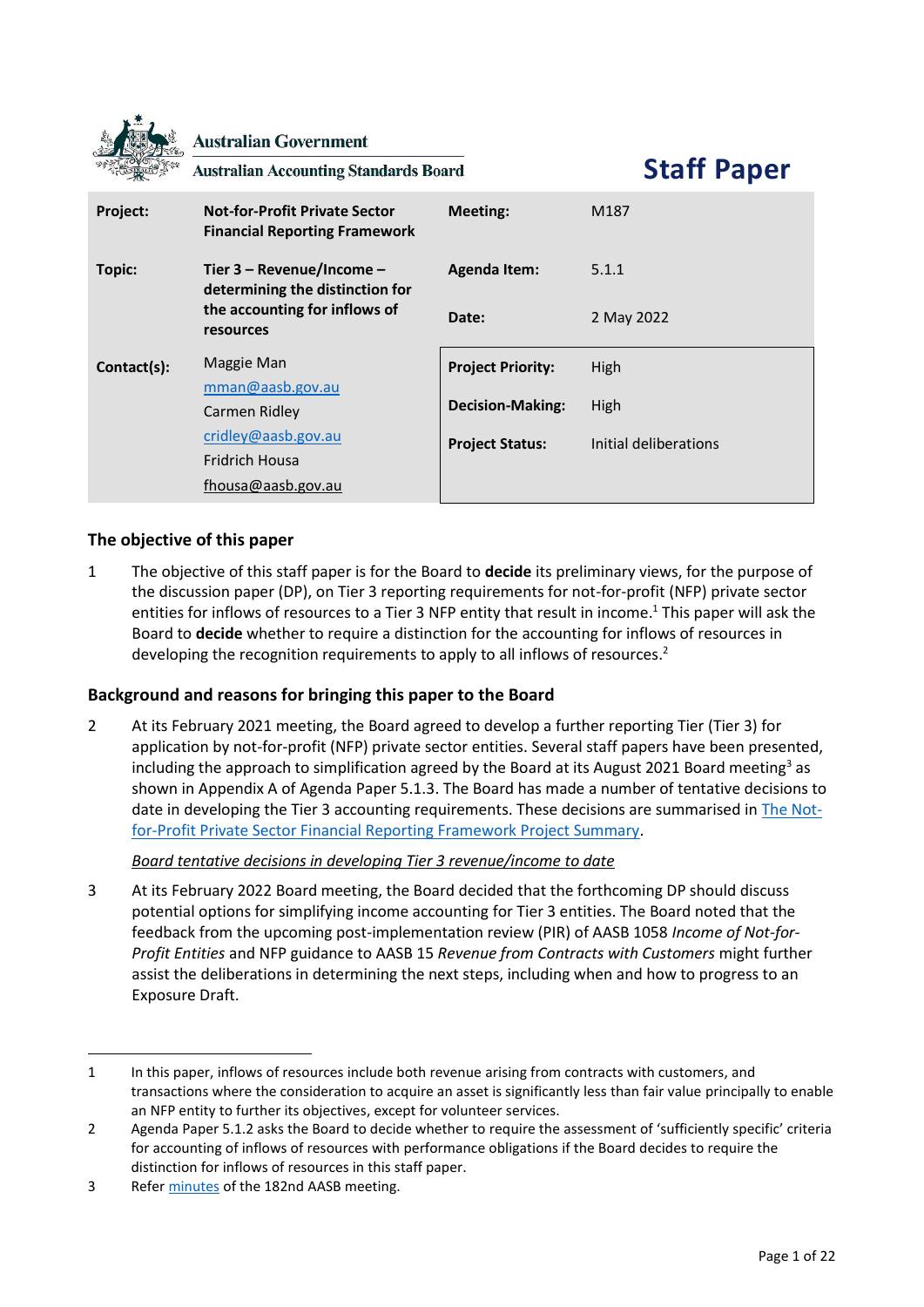Australian Government

Australian Accounting Standards Board

# Staff Paper

| | | | |
|---|---|---|---|
| **Project:** | **Not-for-Profit Private Sector Financial Reporting Framework** | **Meeting:** | M187 |
| **Topic:** | **Tier 3 – Revenue/Income – determining the distinction for the accounting for inflows of resources** | **Agenda Item:** | 5.1.1 |
| | | **Date:** | 2 May 2022 |
| **Contact(s):** | Maggie Man<br>mman@aasb.gov.au<br>Carmen Ridley<br>cridley@aasb.gov.au<br>Fridrich Housa<br>fhousa@aasb.gov.au | **Project Priority:** | High |
| | | **Decision-Making:** | High |
| | | **Project Status:** | Initial deliberations |

## The objective of this paper

1 The objective of this staff paper is for the Board to **decide** its preliminary views, for the purpose of the discussion paper (DP), on Tier 3 reporting requirements for not-for-profit (NFP) private sector entities for inflows of resources to a Tier 3 NFP entity that result in income.[1] This paper will ask the Board to **decide** whether to require a distinction for the accounting for inflows of resources in developing the recognition requirements to apply to all inflows of resources.[2]

## Background and reasons for bringing this paper to the Board

2 At its February 2021 meeting, the Board agreed to develop a further reporting Tier (Tier 3) for application by not-for-profit (NFP) private sector entities. Several staff papers have been presented, including the approach to simplification agreed by the Board at its August 2021 Board meeting[3] as shown in Appendix A of Agenda Paper 5.1.3. The Board has made a number of tentative decisions to date in developing the Tier 3 accounting requirements. These decisions are summarised in The Not-for-Profit Private Sector Financial Reporting Framework Project Summary.

*Board tentative decisions in developing Tier 3 revenue/income to date*

3 At its February 2022 Board meeting, the Board decided that the forthcoming DP should discuss potential options for simplifying income accounting for Tier 3 entities. The Board noted that the feedback from the upcoming post-implementation review (PIR) of AASB 1058 *Income of Not-for-Profit Entities* and NFP guidance to AASB 15 *Revenue from Contracts with Customers* might further assist the deliberations in determining the next steps, including when and how to progress to an Exposure Draft.

---

1 In this paper, inflows of resources include both revenue arising from contracts with customers, and transactions where the consideration to acquire an asset is significantly less than fair value principally to enable an NFP entity to further its objectives, except for volunteer services.

2 Agenda Paper 5.1.2 asks the Board to decide whether to require the assessment of 'sufficiently specific' criteria for accounting of inflows of resources with performance obligations if the Board decides to require the distinction for inflows of resources in this staff paper.

3 Refer minutes of the 182nd AASB meeting.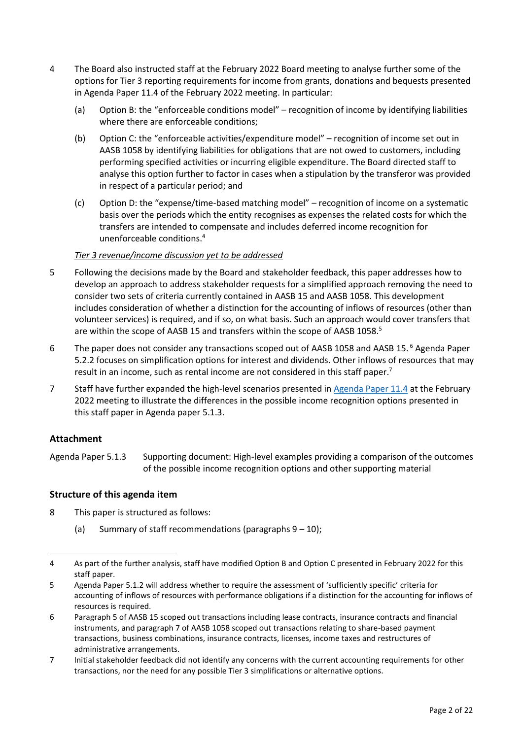4 The Board also instructed staff at the February 2022 Board meeting to analyse further some of the options for Tier 3 reporting requirements for income from grants, donations and bequests presented in Agenda Paper 11.4 of the February 2022 meeting. In particular:

  (a) Option B: the "enforceable conditions model" – recognition of income by identifying liabilities where there are enforceable conditions;

  (b) Option C: the "enforceable activities/expenditure model" – recognition of income set out in AASB 1058 by identifying liabilities for obligations that are not owed to customers, including performing specified activities or incurring eligible expenditure. The Board directed staff to analyse this option further to factor in cases when a stipulation by the transferor was provided in respect of a particular period; and

  (c) Option D: the "expense/time-based matching model" – recognition of income on a systematic basis over the periods which the entity recognises as expenses the related costs for which the transfers are intended to compensate and includes deferred income recognition for unenforceable conditions.[4]

*Tier 3 revenue/income discussion yet to be addressed*

5 Following the decisions made by the Board and stakeholder feedback, this paper addresses how to develop an approach to address stakeholder requests for a simplified approach removing the need to consider two sets of criteria currently contained in AASB 15 and AASB 1058. This development includes consideration of whether a distinction for the accounting of inflows of resources (other than volunteer services) is required, and if so, on what basis. Such an approach would cover transfers that are within the scope of AASB 15 and transfers within the scope of AASB 1058.[5]

6 The paper does not consider any transactions scoped out of AASB 1058 and AASB 15.[6] Agenda Paper 5.2.2 focuses on simplification options for interest and dividends. Other inflows of resources that may result in an income, such as rental income are not considered in this staff paper.[7]

7 Staff have further expanded the high-level scenarios presented in Agenda Paper 11.4 at the February 2022 meeting to illustrate the differences in the possible income recognition options presented in this staff paper in Agenda paper 5.1.3.

## Attachment

Agenda Paper 5.1.3 Supporting document: High-level examples providing a comparison of the outcomes of the possible income recognition options and other supporting material

## Structure of this agenda item

8 This paper is structured as follows:

  (a) Summary of staff recommendations (paragraphs 9 – 10);

---

4 As part of the further analysis, staff have modified Option B and Option C presented in February 2022 for this staff paper.

5 Agenda Paper 5.1.2 will address whether to require the assessment of 'sufficiently specific' criteria for accounting of inflows of resources with performance obligations if a distinction for the accounting for inflows of resources is required.

6 Paragraph 5 of AASB 15 scoped out transactions including lease contracts, insurance contracts and financial instruments, and paragraph 7 of AASB 1058 scoped out transactions relating to share-based payment transactions, business combinations, insurance contracts, licenses, income taxes and restructures of administrative arrangements.

7 Initial stakeholder feedback did not identify any concerns with the current accounting requirements for other transactions, nor the need for any possible Tier 3 simplifications or alternative options.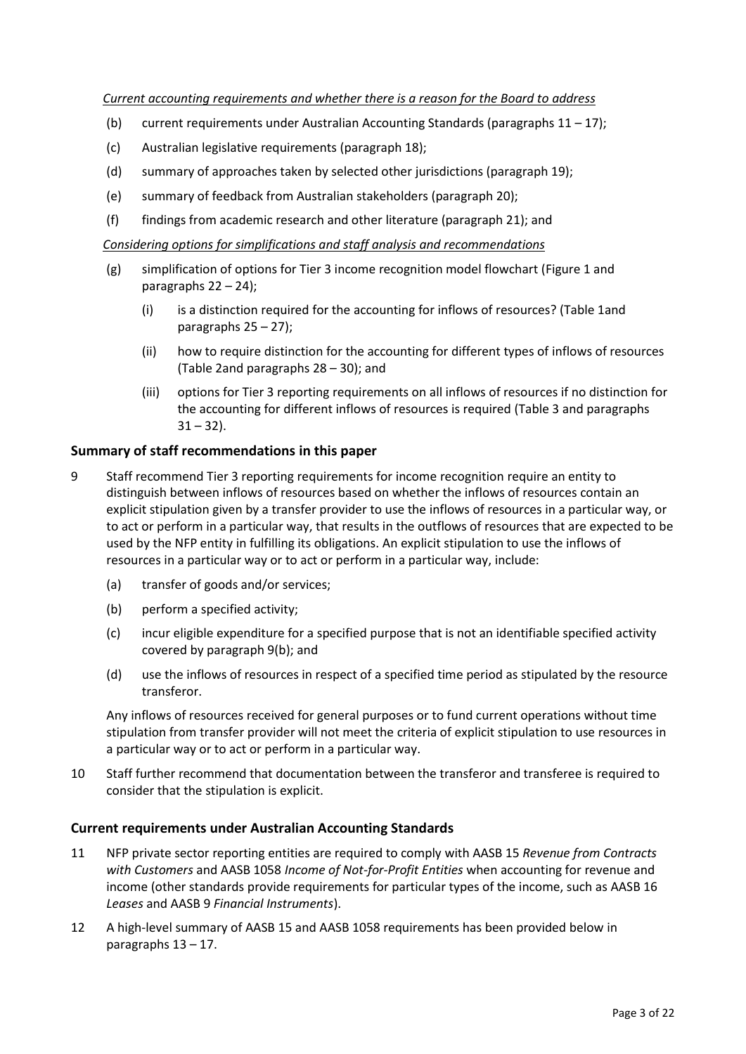*Current accounting requirements and whether there is a reason for the Board to address*

(b) current requirements under Australian Accounting Standards (paragraphs 11 – 17);

(c) Australian legislative requirements (paragraph 18);

(d) summary of approaches taken by selected other jurisdictions (paragraph 19);

(e) summary of feedback from Australian stakeholders (paragraph 20);

(f) findings from academic research and other literature (paragraph 21); and

*Considering options for simplifications and staff analysis and recommendations*

(g) simplification of options for Tier 3 income recognition model flowchart (Figure 1 and paragraphs 22 – 24);

   (i) is a distinction required for the accounting for inflows of resources? (Table 1and paragraphs 25 – 27);

   (ii) how to require distinction for the accounting for different types of inflows of resources (Table 2and paragraphs 28 – 30); and

   (iii) options for Tier 3 reporting requirements on all inflows of resources if no distinction for the accounting for different inflows of resources is required (Table 3 and paragraphs 31 – 32).

## Summary of staff recommendations in this paper

9 Staff recommend Tier 3 reporting requirements for income recognition require an entity to distinguish between inflows of resources based on whether the inflows of resources contain an explicit stipulation given by a transfer provider to use the inflows of resources in a particular way, or to act or perform in a particular way, that results in the outflows of resources that are expected to be used by the NFP entity in fulfilling its obligations. An explicit stipulation to use the inflows of resources in a particular way or to act or perform in a particular way, include:

(a) transfer of goods and/or services;

(b) perform a specified activity;

(c) incur eligible expenditure for a specified purpose that is not an identifiable specified activity covered by paragraph 9(b); and

(d) use the inflows of resources in respect of a specified time period as stipulated by the resource transferor.

Any inflows of resources received for general purposes or to fund current operations without time stipulation from transfer provider will not meet the criteria of explicit stipulation to use resources in a particular way or to act or perform in a particular way.

10 Staff further recommend that documentation between the transferor and transferee is required to consider that the stipulation is explicit.

## Current requirements under Australian Accounting Standards

11 NFP private sector reporting entities are required to comply with AASB 15 *Revenue from Contracts with Customers* and AASB 1058 *Income of Not-for-Profit Entities* when accounting for revenue and income (other standards provide requirements for particular types of the income, such as AASB 16 *Leases* and AASB 9 *Financial Instruments*).

12 A high-level summary of AASB 15 and AASB 1058 requirements has been provided below in paragraphs 13 – 17.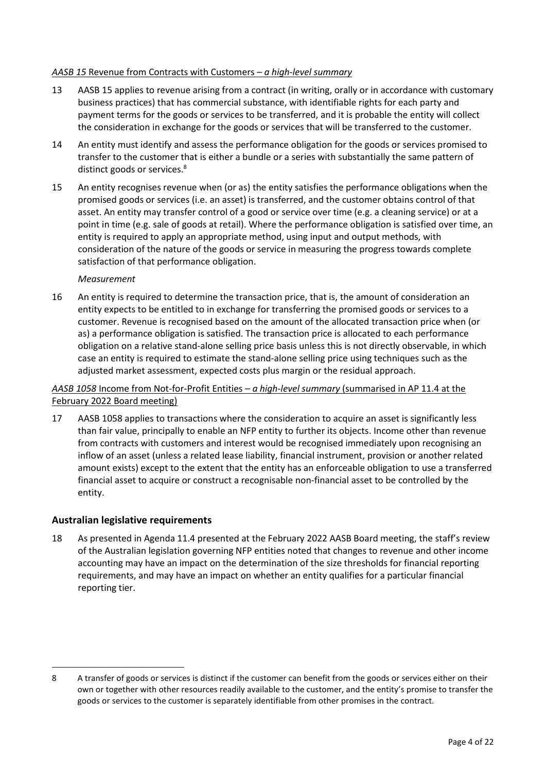*AASB 15* Revenue from Contracts with Customers – *a high-level summary*

13 AASB 15 applies to revenue arising from a contract (in writing, orally or in accordance with customary business practices) that has commercial substance, with identifiable rights for each party and payment terms for the goods or services to be transferred, and it is probable the entity will collect the consideration in exchange for the goods or services that will be transferred to the customer.

14 An entity must identify and assess the performance obligation for the goods or services promised to transfer to the customer that is either a bundle or a series with substantially the same pattern of distinct goods or services.[8]

15 An entity recognises revenue when (or as) the entity satisfies the performance obligations when the promised goods or services (i.e. an asset) is transferred, and the customer obtains control of that asset. An entity may transfer control of a good or service over time (e.g. a cleaning service) or at a point in time (e.g. sale of goods at retail). Where the performance obligation is satisfied over time, an entity is required to apply an appropriate method, using input and output methods, with consideration of the nature of the goods or service in measuring the progress towards complete satisfaction of that performance obligation.

*Measurement*

16 An entity is required to determine the transaction price, that is, the amount of consideration an entity expects to be entitled to in exchange for transferring the promised goods or services to a customer. Revenue is recognised based on the amount of the allocated transaction price when (or as) a performance obligation is satisfied. The transaction price is allocated to each performance obligation on a relative stand-alone selling price basis unless this is not directly observable, in which case an entity is required to estimate the stand-alone selling price using techniques such as the adjusted market assessment, expected costs plus margin or the residual approach.

*AASB 1058* Income from Not-for-Profit Entities – *a high-level summary* (summarised in AP 11.4 at the February 2022 Board meeting)

17 AASB 1058 applies to transactions where the consideration to acquire an asset is significantly less than fair value, principally to enable an NFP entity to further its objects. Income other than revenue from contracts with customers and interest would be recognised immediately upon recognising an inflow of an asset (unless a related lease liability, financial instrument, provision or another related amount exists) except to the extent that the entity has an enforceable obligation to use a transferred financial asset to acquire or construct a recognisable non-financial asset to be controlled by the entity.

## Australian legislative requirements

18 As presented in Agenda 11.4 presented at the February 2022 AASB Board meeting, the staff's review of the Australian legislation governing NFP entities noted that changes to revenue and other income accounting may have an impact on the determination of the size thresholds for financial reporting requirements, and may have an impact on whether an entity qualifies for a particular financial reporting tier.

---

8 A transfer of goods or services is distinct if the customer can benefit from the goods or services either on their own or together with other resources readily available to the customer, and the entity's promise to transfer the goods or services to the customer is separately identifiable from other promises in the contract.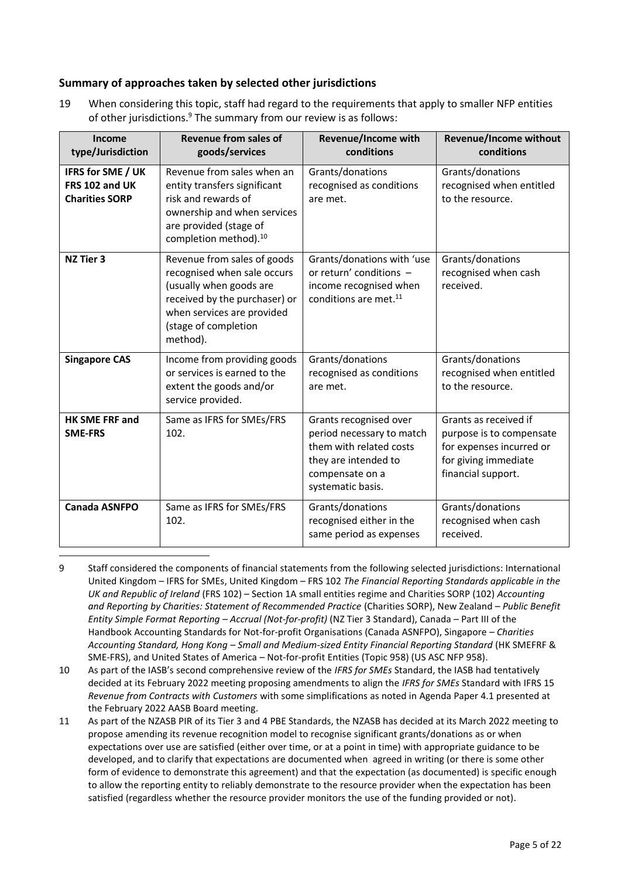### Summary of approaches taken by selected other jurisdictions

19 When considering this topic, staff had regard to the requirements that apply to smaller NFP entities of other jurisdictions.[9] The summary from our review is as follows:

| Income type/Jurisdiction | Revenue from sales of goods/services | Revenue/Income with conditions | Revenue/Income without conditions |
|---|---|---|---|
| **IFRS for SME / UK FRS 102 and UK Charities SORP** | Revenue from sales when an entity transfers significant risk and rewards of ownership and when services are provided (stage of completion method).[10] | Grants/donations recognised as conditions are met. | Grants/donations recognised when entitled to the resource. |
| **NZ Tier 3** | Revenue from sales of goods recognised when sale occurs (usually when goods are received by the purchaser) or when services are provided (stage of completion method). | Grants/donations with 'use or return' conditions – income recognised when conditions are met.[11] | Grants/donations recognised when cash received. |
| **Singapore CAS** | Income from providing goods or services is earned to the extent the goods and/or service provided. | Grants/donations recognised as conditions are met. | Grants/donations recognised when entitled to the resource. |
| **HK SME FRF and SME-FRS** | Same as IFRS for SMEs/FRS 102. | Grants recognised over period necessary to match them with related costs they are intended to compensate on a systematic basis. | Grants as received if purpose is to compensate for expenses incurred or for giving immediate financial support. |
| **Canada ASNFPO** | Same as IFRS for SMEs/FRS 102. | Grants/donations recognised either in the same period as expenses | Grants/donations recognised when cash received. |

---

9 Staff considered the components of financial statements from the following selected jurisdictions: International United Kingdom – IFRS for SMEs, United Kingdom – FRS 102 *The Financial Reporting Standards applicable in the UK and Republic of Ireland* (FRS 102) – Section 1A small entities regime and Charities SORP (102) *Accounting and Reporting by Charities: Statement of Recommended Practice* (Charities SORP), New Zealand – *Public Benefit Entity Simple Format Reporting – Accrual (Not-for-profit)* (NZ Tier 3 Standard), Canada – Part III of the Handbook Accounting Standards for Not-for-profit Organisations (Canada ASNFPO), Singapore – *Charities Accounting Standard, Hong Kong – Small and Medium-sized Entity Financial Reporting Standard* (HK SMEFRF & SME-FRS), and United States of America – Not-for-profit Entities (Topic 958) (US ASC NFP 958).

10 As part of the IASB's second comprehensive review of the *IFRS for SMEs* Standard, the IASB had tentatively decided at its February 2022 meeting proposing amendments to align the *IFRS for SMEs* Standard with IFRS 15 *Revenue from Contracts with Customers* with some simplifications as noted in Agenda Paper 4.1 presented at the February 2022 AASB Board meeting.

11 As part of the NZASB PIR of its Tier 3 and 4 PBE Standards, the NZASB has decided at its March 2022 meeting to propose amending its revenue recognition model to recognise significant grants/donations as or when expectations over use are satisfied (either over time, or at a point in time) with appropriate guidance to be developed, and to clarify that expectations are documented when agreed in writing (or there is some other form of evidence to demonstrate this agreement) and that the expectation (as documented) is specific enough to allow the reporting entity to reliably demonstrate to the resource provider when the expectation has been satisfied (regardless whether the resource provider monitors the use of the funding provided or not).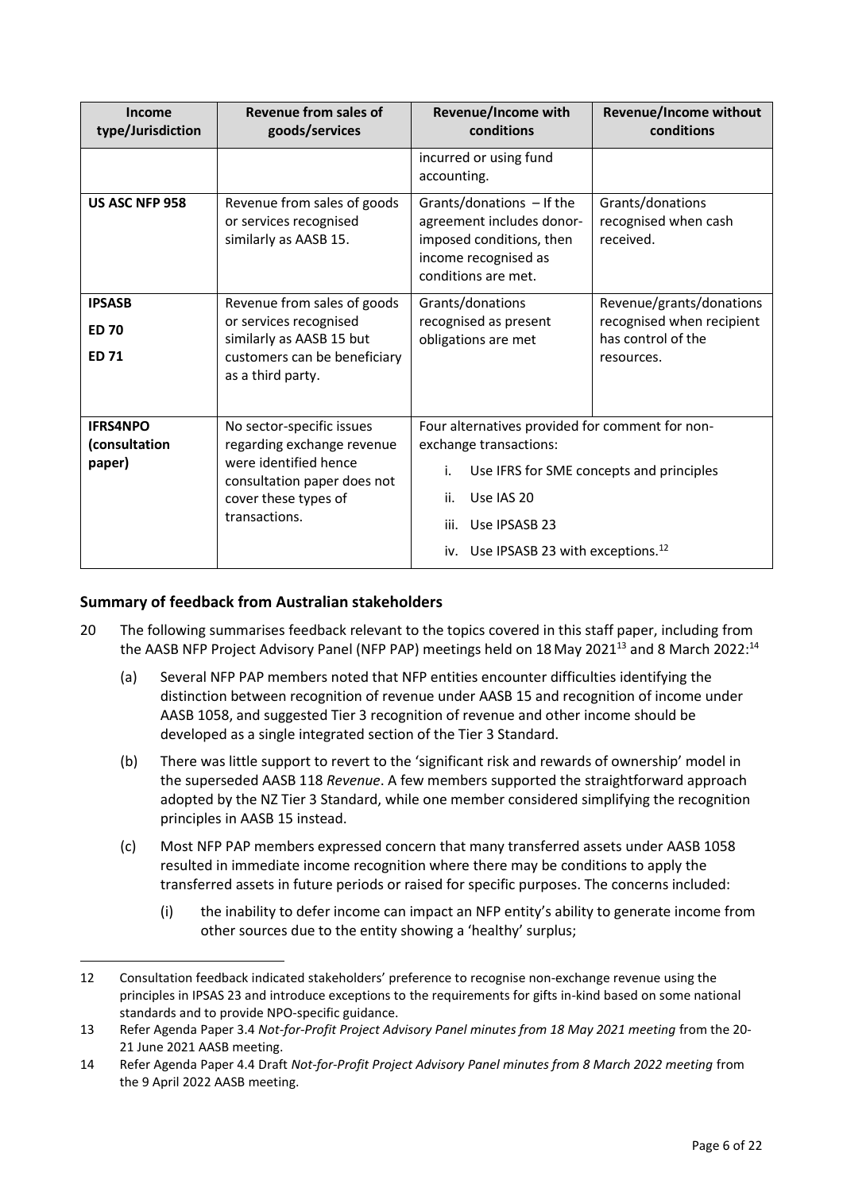| Income type/Jurisdiction | Revenue from sales of goods/services | Revenue/Income with conditions | Revenue/Income without conditions |
|---|---|---|---|
| | | incurred or using fund accounting. | |
| **US ASC NFP 958** | Revenue from sales of goods or services recognised similarly as AASB 15. | Grants/donations – If the agreement includes donor-imposed conditions, then income recognised as conditions are met. | Grants/donations recognised when cash received. |
| **IPSASB**<br>**ED 70**<br>**ED 71** | Revenue from sales of goods or services recognised similarly as AASB 15 but customers can be beneficiary as a third party. | Grants/donations recognised as present obligations are met | Revenue/grants/donations recognised when recipient has control of the resources. |
| **IFRS4NPO (consultation paper)** | No sector-specific issues regarding exchange revenue were identified hence consultation paper does not cover these types of transactions. | Four alternatives provided for comment for non-exchange transactions:<br>i. Use IFRS for SME concepts and principles<br>ii. Use IAS 20<br>iii. Use IPSASB 23<br>iv. Use IPSASB 23 with exceptions.[12] | |

## Summary of feedback from Australian stakeholders

20 The following summarises feedback relevant to the topics covered in this staff paper, including from the AASB NFP Project Advisory Panel (NFP PAP) meetings held on 18 May 2021[13] and 8 March 2022:[14]

(a) Several NFP PAP members noted that NFP entities encounter difficulties identifying the distinction between recognition of revenue under AASB 15 and recognition of income under AASB 1058, and suggested Tier 3 recognition of revenue and other income should be developed as a single integrated section of the Tier 3 Standard.

(b) There was little support to revert to the 'significant risk and rewards of ownership' model in the superseded AASB 118 *Revenue*. A few members supported the straightforward approach adopted by the NZ Tier 3 Standard, while one member considered simplifying the recognition principles in AASB 15 instead.

(c) Most NFP PAP members expressed concern that many transferred assets under AASB 1058 resulted in immediate income recognition where there may be conditions to apply the transferred assets in future periods or raised for specific purposes. The concerns included:

(i) the inability to defer income can impact an NFP entity's ability to generate income from other sources due to the entity showing a 'healthy' surplus;

---

12 Consultation feedback indicated stakeholders' preference to recognise non-exchange revenue using the principles in IPSAS 23 and introduce exceptions to the requirements for gifts in-kind based on some national standards and to provide NPO-specific guidance.

13 Refer Agenda Paper 3.4 *Not-for-Profit Project Advisory Panel minutes from 18 May 2021 meeting* from the 20-21 June 2021 AASB meeting.

14 Refer Agenda Paper 4.4 Draft *Not-for-Profit Project Advisory Panel minutes from 8 March 2022 meeting* from the 9 April 2022 AASB meeting.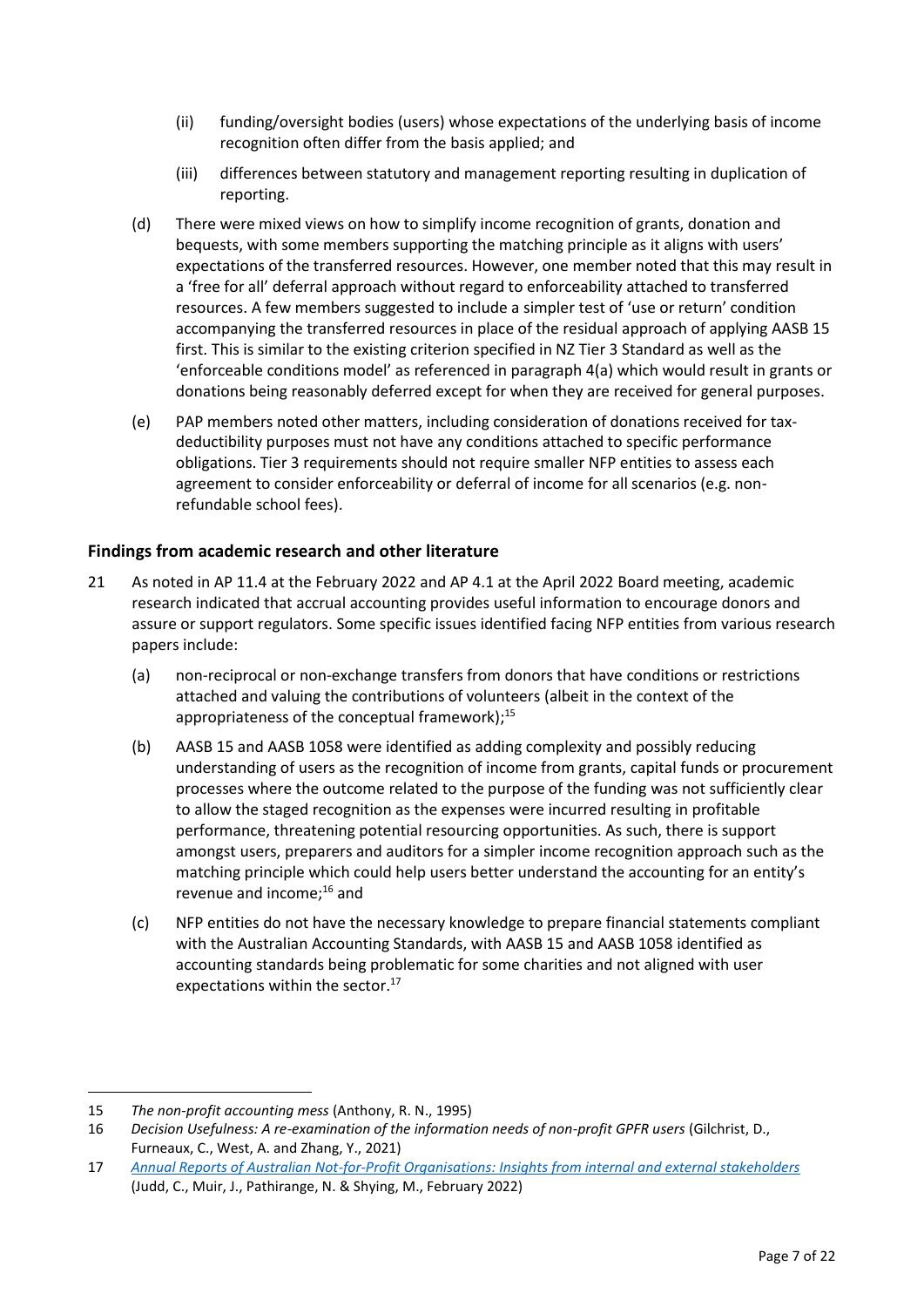(ii) funding/oversight bodies (users) whose expectations of the underlying basis of income recognition often differ from the basis applied; and

(iii) differences between statutory and management reporting resulting in duplication of reporting.

(d) There were mixed views on how to simplify income recognition of grants, donation and bequests, with some members supporting the matching principle as it aligns with users' expectations of the transferred resources. However, one member noted that this may result in a 'free for all' deferral approach without regard to enforceability attached to transferred resources. A few members suggested to include a simpler test of 'use or return' condition accompanying the transferred resources in place of the residual approach of applying AASB 15 first. This is similar to the existing criterion specified in NZ Tier 3 Standard as well as the 'enforceable conditions model' as referenced in paragraph 4(a) which would result in grants or donations being reasonably deferred except for when they are received for general purposes.

(e) PAP members noted other matters, including consideration of donations received for tax-deductibility purposes must not have any conditions attached to specific performance obligations. Tier 3 requirements should not require smaller NFP entities to assess each agreement to consider enforceability or deferral of income for all scenarios (e.g. non-refundable school fees).

### Findings from academic research and other literature

21 As noted in AP 11.4 at the February 2022 and AP 4.1 at the April 2022 Board meeting, academic research indicated that accrual accounting provides useful information to encourage donors and assure or support regulators. Some specific issues identified facing NFP entities from various research papers include:

(a) non-reciprocal or non-exchange transfers from donors that have conditions or restrictions attached and valuing the contributions of volunteers (albeit in the context of the appropriateness of the conceptual framework);[15]

(b) AASB 15 and AASB 1058 were identified as adding complexity and possibly reducing understanding of users as the recognition of income from grants, capital funds or procurement processes where the outcome related to the purpose of the funding was not sufficiently clear to allow the staged recognition as the expenses were incurred resulting in profitable performance, threatening potential resourcing opportunities. As such, there is support amongst users, preparers and auditors for a simpler income recognition approach such as the matching principle which could help users better understand the accounting for an entity's revenue and income;[16] and

(c) NFP entities do not have the necessary knowledge to prepare financial statements compliant with the Australian Accounting Standards, with AASB 15 and AASB 1058 identified as accounting standards being problematic for some charities and not aligned with user expectations within the sector.[17]

---

15 *The non-profit accounting mess* (Anthony, R. N., 1995)

16 *Decision Usefulness: A re-examination of the information needs of non-profit GPFR users* (Gilchrist, D., Furneaux, C., West, A. and Zhang, Y., 2021)

17 *Annual Reports of Australian Not-for-Profit Organisations: Insights from internal and external stakeholders* (Judd, C., Muir, J., Pathirange, N. & Shying, M., February 2022)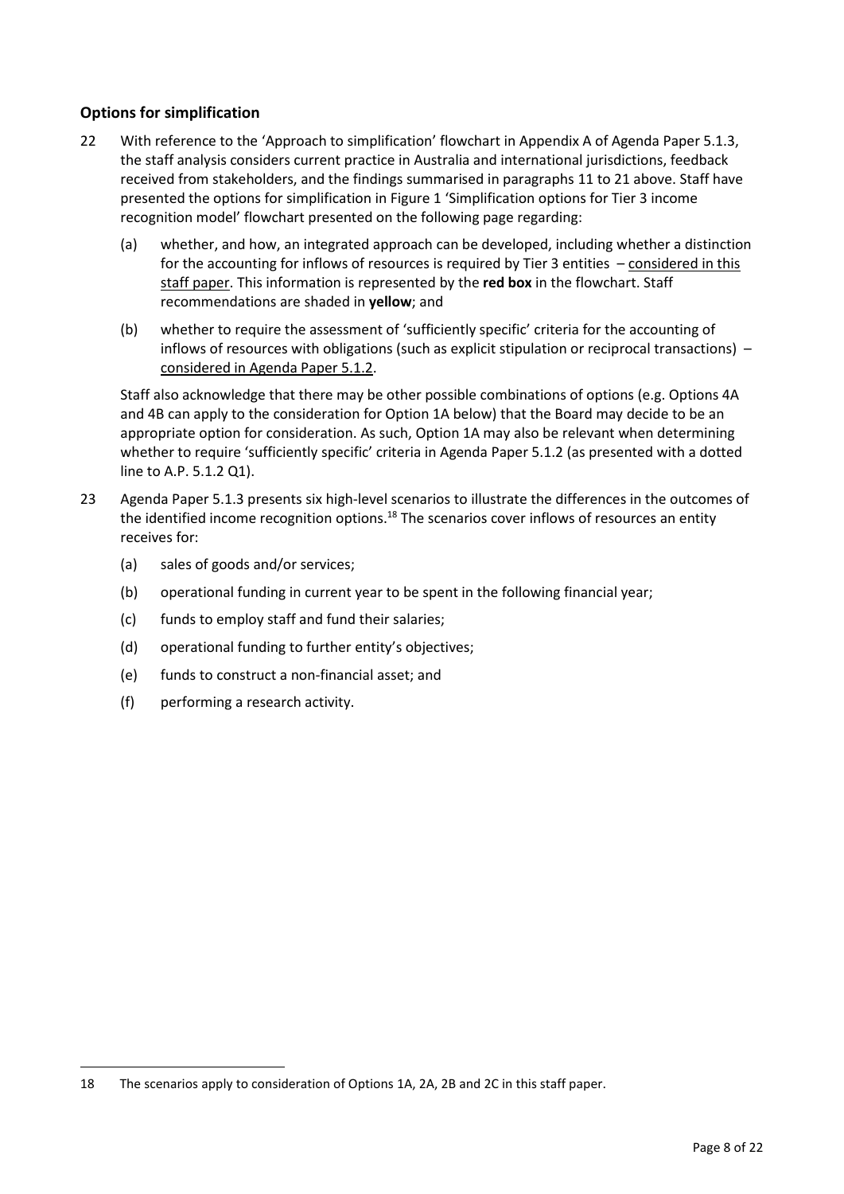### Options for simplification

22 With reference to the 'Approach to simplification' flowchart in Appendix A of Agenda Paper 5.1.3, the staff analysis considers current practice in Australia and international jurisdictions, feedback received from stakeholders, and the findings summarised in paragraphs 11 to 21 above. Staff have presented the options for simplification in Figure 1 'Simplification options for Tier 3 income recognition model' flowchart presented on the following page regarding:

 (a) whether, and how, an integrated approach can be developed, including whether a distinction for the accounting for inflows of resources is required by Tier 3 entities – <u>considered in this staff paper</u>. This information is represented by the **red box** in the flowchart. Staff recommendations are shaded in **yellow**; and

 (b) whether to require the assessment of 'sufficiently specific' criteria for the accounting of inflows of resources with obligations (such as explicit stipulation or reciprocal transactions) – <u>considered in Agenda Paper 5.1.2</u>.

 Staff also acknowledge that there may be other possible combinations of options (e.g. Options 4A and 4B can apply to the consideration for Option 1A below) that the Board may decide to be an appropriate option for consideration. As such, Option 1A may also be relevant when determining whether to require 'sufficiently specific' criteria in Agenda Paper 5.1.2 (as presented with a dotted line to A.P. 5.1.2 Q1).

23 Agenda Paper 5.1.3 presents six high-level scenarios to illustrate the differences in the outcomes of the identified income recognition options.[18] The scenarios cover inflows of resources an entity receives for:

 (a) sales of goods and/or services;

 (b) operational funding in current year to be spent in the following financial year;

 (c) funds to employ staff and fund their salaries;

 (d) operational funding to further entity's objectives;

 (e) funds to construct a non-financial asset; and

 (f) performing a research activity.

---

18 The scenarios apply to consideration of Options 1A, 2A, 2B and 2C in this staff paper.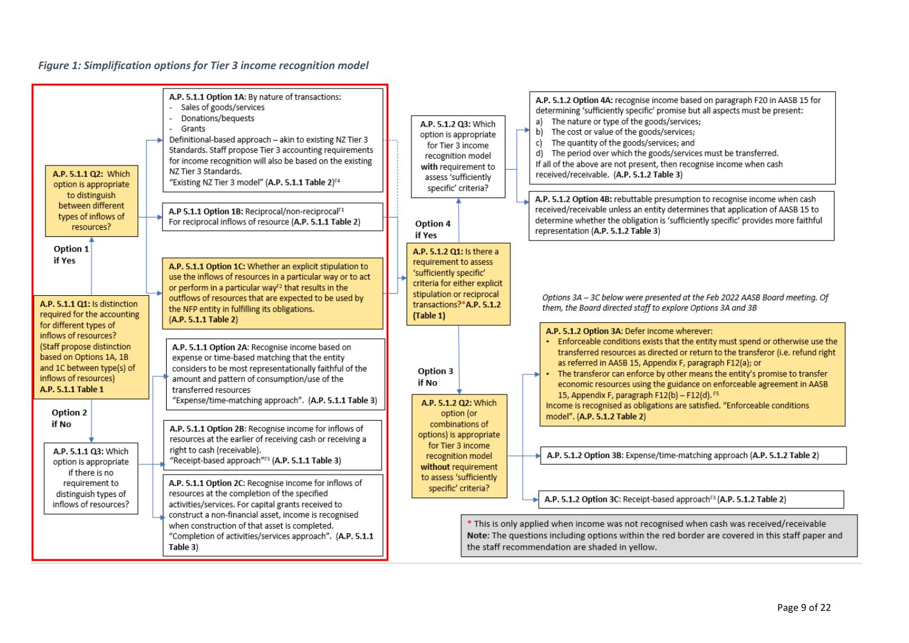*Figure 1: Simplification options for Tier 3 income recognition model*

**A.P. 5.1.1 Q1:** Is distinction required for the accounting for different types of inflows of resources? (Staff propose distinction based on Options 1A, 1B and 1C between type(s) of inflows of resources) **A.P. 5.1.1 Table 1**

Option 1 if Yes

**A.P. 5.1.1 Q2:** Which option is appropriate to distinguish between different types of inflows of resources?

**A.P. 5.1.1 Option 1A:** By nature of transactions:

- Sales of goods/services
- Donations/bequests
- Grants

Definitional-based approach – akin to existing NZ Tier 3 Standards. Staff propose Tier 3 accounting requirements for income recognition will also be based on the existing NZ Tier 3 Standards.
"Existing NZ Tier 3 model" (**A.P. 5.1.1 Table 2**)[F4]

**A.P 5.1.1 Option 1B:** Reciprocal/non-reciprocal[F1]
For reciprocal inflows of resource (**A.P. 5.1.1 Table 2**)

**A.P. 5.1.1 Option 1C:** Whether an explicit stipulation to use the inflows of resources in a particular way or to act or perform in a particular way[F2] that results in the outflows of resources that are expected to be used by the NFP entity in fulfilling its obligations.
(**A.P. 5.1.1 Table 2**)

Option 2 if No

**A.P. 5.1.1 Q3:** Which option is appropriate if there is no requirement to distinguish types of inflows of resources?

**A.P. 5.1.1 Option 2A:** Recognise income based on expense or time-based matching that the entity considers to be most representationally faithful of the amount and pattern of consumption/use of the transferred resources
"Expense/time-matching approach". (**A.P. 5.1.1 Table 3**)

**A.P. 5.1.1 Option 2B:** Recognise income for inflows of resources at the earlier of receiving cash or receiving a right to cash (receivable).
"Receipt-based approach"[F3] (**A.P. 5.1.1 Table 3**)

**A.P. 5.1.1 Option 2C:** Recognise income for inflows of resources at the completion of the specified activities/services. For capital grants received to construct a non-financial asset, income is recognised when construction of that asset is completed.
"Completion of activities/services approach". (**A.P. 5.1.1 Table 3**)

**A.P. 5.1.2 Q1:** Is there a requirement to assess 'sufficiently specific' criteria for either explicit stipulation or reciprocal transactions?* **A.P. 5.1.2 (Table 1)**

Option 4 if Yes

**A.P. 5.1.2 Q3:** Which option is appropriate for Tier 3 income recognition model **with** requirement to assess 'sufficiently specific' criteria?

**A.P. 5.1.2 Option 4A:** recognise income based on paragraph F20 in AASB 15 for determining 'sufficiently specific' promise but all aspects must be present:

a) The nature or type of the goods/services;
b) The cost or value of the goods/services;
c) The quantity of the goods/services; and
d) The period over which the goods/services must be transferred.

If all of the above are not present, then recognise income when cash received/receivable. (**A.P. 5.1.2 Table 3**)

**A.P. 5.1.2 Option 4B:** rebuttable presumption to recognise income when cash received/receivable unless an entity determines that application of AASB 15 to determine whether the obligation is 'sufficiently specific' provides more faithful representation (**A.P. 5.1.2 Table 3**)

Option 3 if No

**A.P. 5.1.2 Q2:** Which option (or combinations of options) is appropriate for Tier 3 income recognition model **without** requirement to assess 'sufficiently specific' criteria?

*Options 3A – 3C below were presented at the Feb 2022 AASB Board meeting. Of them, the Board directed staff to explore Options 3A and 3B*

**A.P. 5.1.2 Option 3A:** Defer income wherever:

- Enforceable conditions exists that the entity must spend or otherwise use the transferred resources as directed or return to the transferor (i.e. refund right as referred in AASB 15, Appendix F, paragraph F12(a); or
- The transferor can enforce by other means the entity's promise to transfer economic resources using the guidance on enforceable agreement in AASB 15, Appendix F, paragraph F12(b) – F12(d).[F5]

Income is recognised as obligations are satisfied. "Enforceable conditions model". (**A.P. 5.1.2 Table 2**)

**A.P. 5.1.2 Option 3B:** Expense/time-matching approach (**A.P. 5.1.2 Table 2**)

**A.P. 5.1.2 Option 3C:** Receipt-based approach[F3] (**A.P. 5.1.2 Table 2**)

\* This is only applied when income was not recognised when cash was received/receivable
**Note:** The questions including options within the red border are covered in this staff paper and the staff recommendation are shaded in yellow.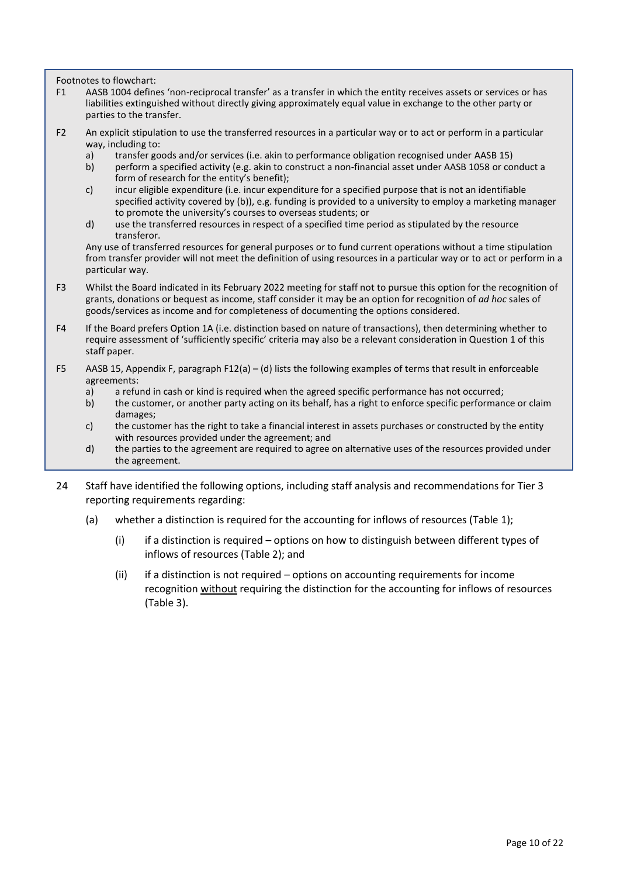Footnotes to flowchart:

F1 AASB 1004 defines 'non-reciprocal transfer' as a transfer in which the entity receives assets or services or has liabilities extinguished without directly giving approximately equal value in exchange to the other party or parties to the transfer.

F2 An explicit stipulation to use the transferred resources in a particular way or to act or perform in a particular way, including to:

a) transfer goods and/or services (i.e. akin to performance obligation recognised under AASB 15)
b) perform a specified activity (e.g. akin to construct a non-financial asset under AASB 1058 or conduct a form of research for the entity's benefit);
c) incur eligible expenditure (i.e. incur expenditure for a specified purpose that is not an identifiable specified activity covered by (b)), e.g. funding is provided to a university to employ a marketing manager to promote the university's courses to overseas students; or
d) use the transferred resources in respect of a specified time period as stipulated by the resource transferor.

Any use of transferred resources for general purposes or to fund current operations without a time stipulation from transfer provider will not meet the definition of using resources in a particular way or to act or perform in a particular way.

F3 Whilst the Board indicated in its February 2022 meeting for staff not to pursue this option for the recognition of grants, donations or bequest as income, staff consider it may be an option for recognition of *ad hoc* sales of goods/services as income and for completeness of documenting the options considered.

F4 If the Board prefers Option 1A (i.e. distinction based on nature of transactions), then determining whether to require assessment of 'sufficiently specific' criteria may also be a relevant consideration in Question 1 of this staff paper.

F5 AASB 15, Appendix F, paragraph F12(a) – (d) lists the following examples of terms that result in enforceable agreements:

a) a refund in cash or kind is required when the agreed specific performance has not occurred;
b) the customer, or another party acting on its behalf, has a right to enforce specific performance or claim damages;
c) the customer has the right to take a financial interest in assets purchases or constructed by the entity with resources provided under the agreement; and
d) the parties to the agreement are required to agree on alternative uses of the resources provided under the agreement.

24 Staff have identified the following options, including staff analysis and recommendations for Tier 3 reporting requirements regarding:

(a) whether a distinction is required for the accounting for inflows of resources (Table 1);

(i) if a distinction is required – options on how to distinguish between different types of inflows of resources (Table 2); and

(ii) if a distinction is not required – options on accounting requirements for income recognition without requiring the distinction for the accounting for inflows of resources (Table 3).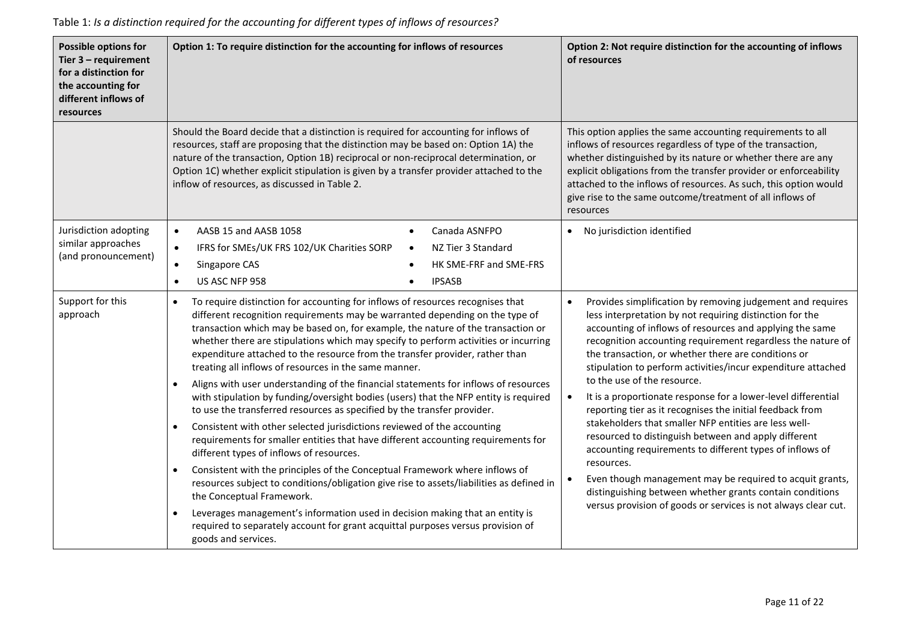Table 1: *Is a distinction required for the accounting for different types of inflows of resources?*

| **Possible options for Tier 3 – requirement for a distinction for the accounting for different inflows of resources** | **Option 1: To require distinction for the accounting for inflows of resources** | **Option 2: Not require distinction for the accounting of inflows of resources** |
|---|---|---|
| | Should the Board decide that a distinction is required for accounting for inflows of resources, staff are proposing that the distinction may be based on: Option 1A) the nature of the transaction, Option 1B) reciprocal or non-reciprocal determination, or Option 1C) whether explicit stipulation is given by a transfer provider attached to the inflow of resources, as discussed in Table 2. | This option applies the same accounting requirements to all inflows of resources regardless of type of the transaction, whether distinguished by its nature or whether there are any explicit obligations from the transfer provider or enforceability attached to the inflows of resources. As such, this option would give rise to the same outcome/treatment of all inflows of resources |
| Jurisdiction adopting similar approaches (and pronouncement) | • AASB 15 and AASB 1058<br>• IFRS for SMEs/UK FRS 102/UK Charities SORP<br>• Singapore CAS<br>• US ASC NFP 958<br>• Canada ASNFPO<br>• NZ Tier 3 Standard<br>• HK SME-FRF and SME-FRS<br>• IPSASB | • No jurisdiction identified |
| Support for this approach | • To require distinction for accounting for inflows of resources recognises that different recognition requirements may be warranted depending on the type of transaction which may be based on, for example, the nature of the transaction or whether there are stipulations which may specify to perform activities or incurring expenditure attached to the resource from the transfer provider, rather than treating all inflows of resources in the same manner.<br>• Aligns with user understanding of the financial statements for inflows of resources with stipulation by funding/oversight bodies (users) that the NFP entity is required to use the transferred resources as specified by the transfer provider.<br>• Consistent with other selected jurisdictions reviewed of the accounting requirements for smaller entities that have different accounting requirements for different types of inflows of resources.<br>• Consistent with the principles of the Conceptual Framework where inflows of resources subject to conditions/obligation give rise to assets/liabilities as defined in the Conceptual Framework.<br>• Leverages management's information used in decision making that an entity is required to separately account for grant acquittal purposes versus provision of goods and services. | • Provides simplification by removing judgement and requires less interpretation by not requiring distinction for the accounting of inflows of resources and applying the same recognition accounting requirement regardless the nature of the transaction, or whether there are conditions or stipulation to perform activities/incur expenditure attached to the use of the resource.<br>• It is a proportionate response for a lower-level differential reporting tier as it recognises the initial feedback from stakeholders that smaller NFP entities are less well-resourced to distinguish between and apply different accounting requirements to different types of inflows of resources.<br>• Even though management may be required to acquit grants, distinguishing between whether grants contain conditions versus provision of goods or services is not always clear cut. |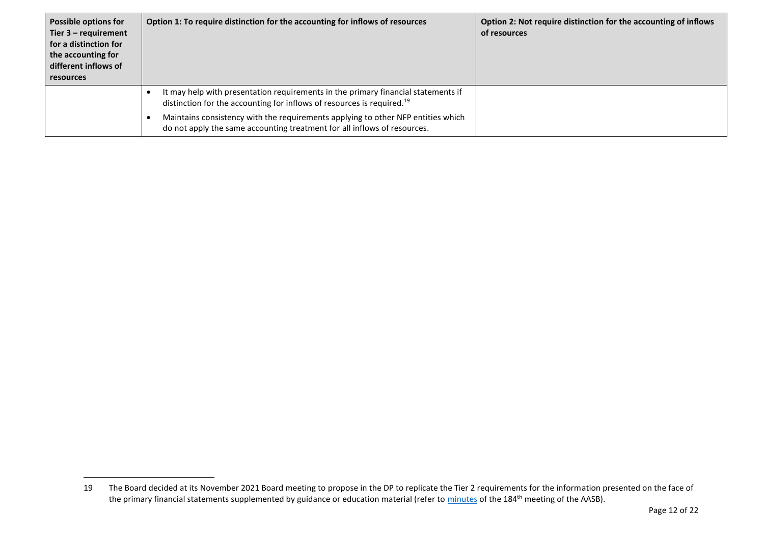| Possible options for Tier 3 – requirement for a distinction for the accounting for different inflows of resources | Option 1: To require distinction for the accounting for inflows of resources | Option 2: Not require distinction for the accounting of inflows of resources |
|---|---|---|
| | • It may help with presentation requirements in the primary financial statements if distinction for the accounting for inflows of resources is required.[19] <br> • Maintains consistency with the requirements applying to other NFP entities which do not apply the same accounting treatment for all inflows of resources. | |

[19] The Board decided at its November 2021 Board meeting to propose in the DP to replicate the Tier 2 requirements for the information presented on the face of the primary financial statements supplemented by guidance or education material (refer to minutes of the 184th meeting of the AASB).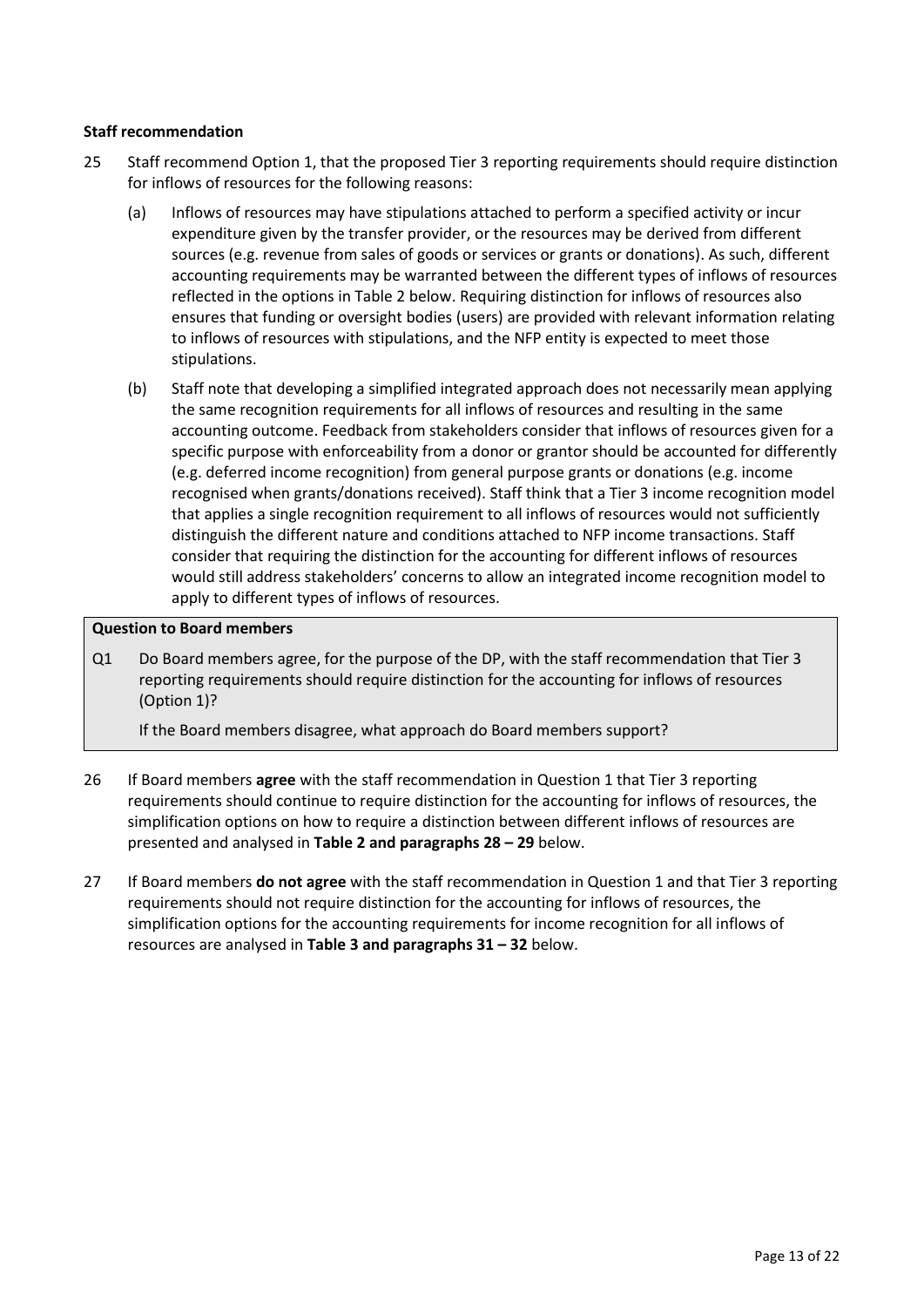**Staff recommendation**

25 Staff recommend Option 1, that the proposed Tier 3 reporting requirements should require distinction for inflows of resources for the following reasons:

(a) Inflows of resources may have stipulations attached to perform a specified activity or incur expenditure given by the transfer provider, or the resources may be derived from different sources (e.g. revenue from sales of goods or services or grants or donations). As such, different accounting requirements may be warranted between the different types of inflows of resources reflected in the options in Table 2 below. Requiring distinction for inflows of resources also ensures that funding or oversight bodies (users) are provided with relevant information relating to inflows of resources with stipulations, and the NFP entity is expected to meet those stipulations.

(b) Staff note that developing a simplified integrated approach does not necessarily mean applying the same recognition requirements for all inflows of resources and resulting in the same accounting outcome. Feedback from stakeholders consider that inflows of resources given for a specific purpose with enforceability from a donor or grantor should be accounted for differently (e.g. deferred income recognition) from general purpose grants or donations (e.g. income recognised when grants/donations received). Staff think that a Tier 3 income recognition model that applies a single recognition requirement to all inflows of resources would not sufficiently distinguish the different nature and conditions attached to NFP income transactions. Staff consider that requiring the distinction for the accounting for different inflows of resources would still address stakeholders' concerns to allow an integrated income recognition model to apply to different types of inflows of resources.

**Question to Board members**

Q1 Do Board members agree, for the purpose of the DP, with the staff recommendation that Tier 3 reporting requirements should require distinction for the accounting for inflows of resources (Option 1)?

If the Board members disagree, what approach do Board members support?

26 If Board members **agree** with the staff recommendation in Question 1 that Tier 3 reporting requirements should continue to require distinction for the accounting for inflows of resources, the simplification options on how to require a distinction between different inflows of resources are presented and analysed in **Table 2 and paragraphs 28 – 29** below.

27 If Board members **do not agree** with the staff recommendation in Question 1 and that Tier 3 reporting requirements should not require distinction for the accounting for inflows of resources, the simplification options for the accounting requirements for income recognition for all inflows of resources are analysed in **Table 3 and paragraphs 31 – 32** below.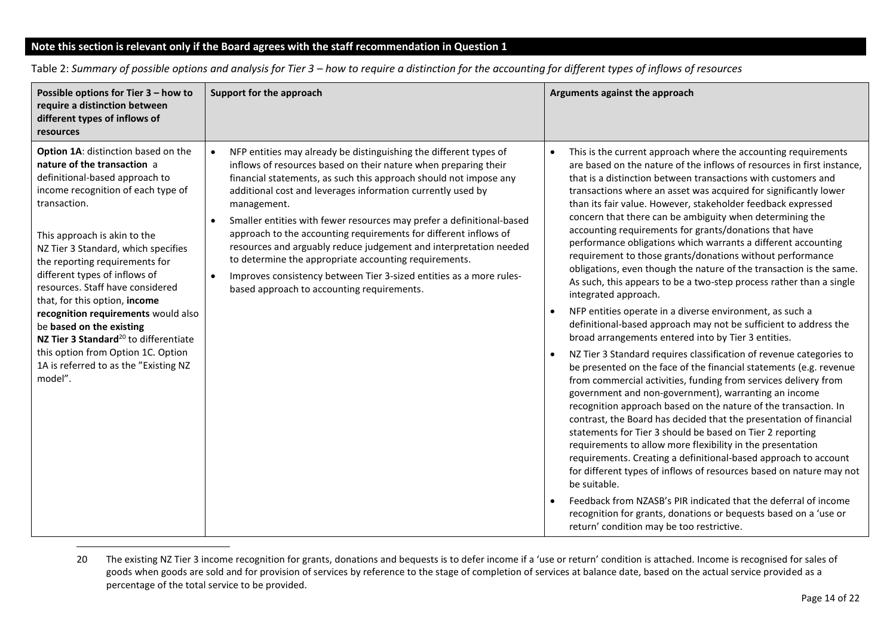**Note this section is relevant only if the Board agrees with the staff recommendation in Question 1**

Table 2: *Summary of possible options and analysis for Tier 3 – how to require a distinction for the accounting for different types of inflows of resources*

| Possible options for Tier 3 – how to require a distinction between different types of inflows of resources | Support for the approach | Arguments against the approach |
|---|---|---|
| **Option 1A**: distinction based on the **nature of the transaction** a definitional-based approach to income recognition of each type of transaction.<br><br>This approach is akin to the NZ Tier 3 Standard, which specifies the reporting requirements for different types of inflows of resources. Staff have considered that, for this option, **income recognition requirements** would also be **based on the existing NZ Tier 3 Standard**[20] to differentiate this option from Option 1C. Option 1A is referred to as the "Existing NZ model". | • NFP entities may already be distinguishing the different types of inflows of resources based on their nature when preparing their financial statements, as such this approach should not impose any additional cost and leverages information currently used by management.<br>• Smaller entities with fewer resources may prefer a definitional-based approach to the accounting requirements for different inflows of resources and arguably reduce judgement and interpretation needed to determine the appropriate accounting requirements.<br>• Improves consistency between Tier 3-sized entities as a more rules-based approach to accounting requirements. | • This is the current approach where the accounting requirements are based on the nature of the inflows of resources in first instance, that is a distinction between transactions with customers and transactions where an asset was acquired for significantly lower than its fair value. However, stakeholder feedback expressed concern that there can be ambiguity when determining the accounting requirements for grants/donations that have performance obligations which warrants a different accounting requirement to those grants/donations without performance obligations, even though the nature of the transaction is the same. As such, this appears to be a two-step process rather than a single integrated approach.<br>• NFP entities operate in a diverse environment, as such a definitional-based approach may not be sufficient to address the broad arrangements entered into by Tier 3 entities.<br>• NZ Tier 3 Standard requires classification of revenue categories to be presented on the face of the financial statements (e.g. revenue from commercial activities, funding from services delivery from government and non-government), warranting an income recognition approach based on the nature of the transaction. In contrast, the Board has decided that the presentation of financial statements for Tier 3 should be based on Tier 2 reporting requirements to allow more flexibility in the presentation requirements. Creating a definitional-based approach to account for different types of inflows of resources based on nature may not be suitable.<br>• Feedback from NZASB's PIR indicated that the deferral of income recognition for grants, donations or bequests based on a 'use or return' condition may be too restrictive. |

[20] The existing NZ Tier 3 income recognition for grants, donations and bequests is to defer income if a 'use or return' condition is attached. Income is recognised for sales of goods when goods are sold and for provision of services by reference to the stage of completion of services at balance date, based on the actual service provided as a percentage of the total service to be provided.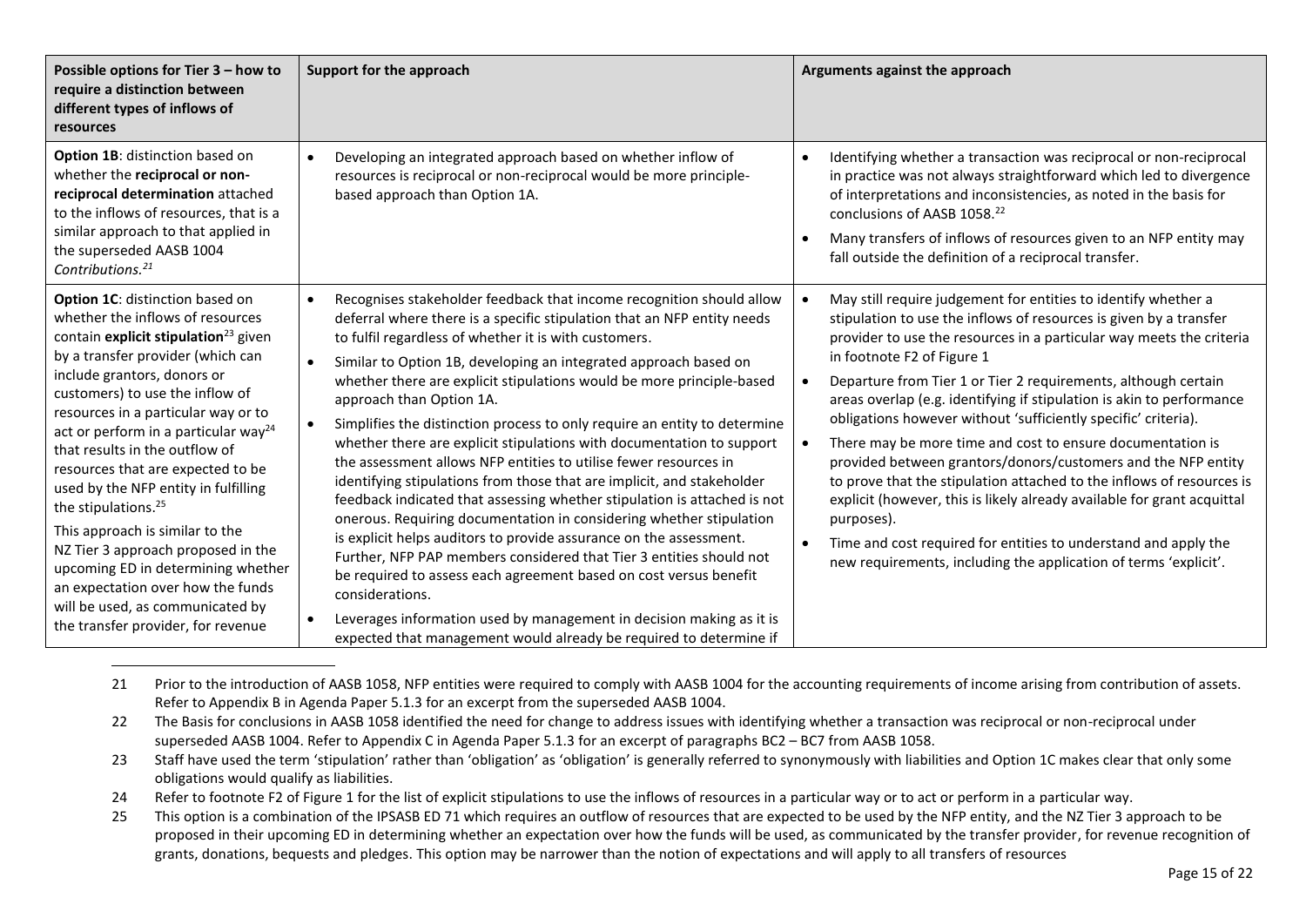| Possible options for Tier 3 – how to require a distinction between different types of inflows of resources | Support for the approach | Arguments against the approach |
|---|---|---|
| **Option 1B**: distinction based on whether the **reciprocal or non-reciprocal determination** attached to the inflows of resources, that is a similar approach to that applied in the superseded AASB 1004 *Contributions.*[21] | • Developing an integrated approach based on whether inflow of resources is reciprocal or non-reciprocal would be more principle-based approach than Option 1A. | • Identifying whether a transaction was reciprocal or non-reciprocal in practice was not always straightforward which led to divergence of interpretations and inconsistencies, as noted in the basis for conclusions of AASB 1058.[22]<br>• Many transfers of inflows of resources given to an NFP entity may fall outside the definition of a reciprocal transfer. |
| **Option 1C**: distinction based on whether the inflows of resources contain **explicit stipulation**[23] given by a transfer provider (which can include grantors, donors or customers) to use the inflow of resources in a particular way or to act or perform in a particular way[24] that results in the outflow of resources that are expected to be used by the NFP entity in fulfilling the stipulations.[25]<br><br>This approach is similar to the NZ Tier 3 approach proposed in the upcoming ED in determining whether an expectation over how the funds will be used, as communicated by the transfer provider, for revenue | • Recognises stakeholder feedback that income recognition should allow deferral where there is a specific stipulation that an NFP entity needs to fulfil regardless of whether it is with customers.<br>• Similar to Option 1B, developing an integrated approach based on whether there are explicit stipulations would be more principle-based approach than Option 1A.<br>• Simplifies the distinction process to only require an entity to determine whether there are explicit stipulations with documentation to support the assessment allows NFP entities to utilise fewer resources in identifying stipulations from those that are implicit, and stakeholder feedback indicated that assessing whether stipulation is attached is not onerous. Requiring documentation in considering whether stipulation is explicit helps auditors to provide assurance on the assessment. Further, NFP PAP members considered that Tier 3 entities should not be required to assess each agreement based on cost versus benefit considerations.<br>• Leverages information used by management in decision making as it is expected that management would already be required to determine if | • May still require judgement for entities to identify whether a stipulation to use the inflows of resources is given by a transfer provider to use the resources in a particular way meets the criteria in footnote F2 of Figure 1<br>• Departure from Tier 1 or Tier 2 requirements, although certain areas overlap (e.g. identifying if stipulation is akin to performance obligations however without 'sufficiently specific' criteria).<br>• There may be more time and cost to ensure documentation is provided between grantors/donors/customers and the NFP entity to prove that the stipulation attached to the inflows of resources is explicit (however, this is likely already available for grant acquittal purposes).<br>• Time and cost required for entities to understand and apply the new requirements, including the application of terms 'explicit'. |

21 Prior to the introduction of AASB 1058, NFP entities were required to comply with AASB 1004 for the accounting requirements of income arising from contribution of assets. Refer to Appendix B in Agenda Paper 5.1.3 for an excerpt from the superseded AASB 1004.

22 The Basis for conclusions in AASB 1058 identified the need for change to address issues with identifying whether a transaction was reciprocal or non-reciprocal under superseded AASB 1004. Refer to Appendix C in Agenda Paper 5.1.3 for an excerpt of paragraphs BC2 – BC7 from AASB 1058.

23 Staff have used the term 'stipulation' rather than 'obligation' as 'obligation' is generally referred to synonymously with liabilities and Option 1C makes clear that only some obligations would qualify as liabilities.

24 Refer to footnote F2 of Figure 1 for the list of explicit stipulations to use the inflows of resources in a particular way or to act or perform in a particular way.

25 This option is a combination of the IPSASB ED 71 which requires an outflow of resources that are expected to be used by the NFP entity, and the NZ Tier 3 approach to be proposed in their upcoming ED in determining whether an expectation over how the funds will be used, as communicated by the transfer provider, for revenue recognition of grants, donations, bequests and pledges. This option may be narrower than the notion of expectations and will apply to all transfers of resources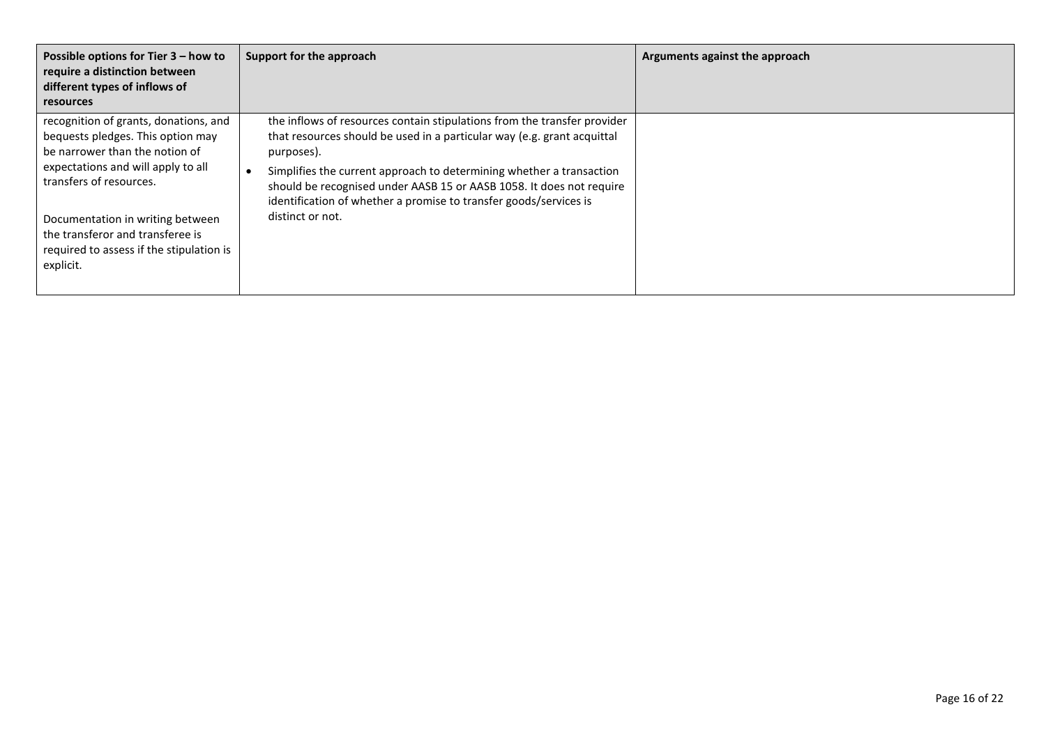| Possible options for Tier 3 – how to require a distinction between different types of inflows of resources | Support for the approach | Arguments against the approach |
|---|---|---|
| recognition of grants, donations, and bequests pledges. This option may be narrower than the notion of expectations and will apply to all transfers of resources.<br><br>Documentation in writing between the transferor and transferee is required to assess if the stipulation is explicit. | the inflows of resources contain stipulations from the transfer provider that resources should be used in a particular way (e.g. grant acquittal purposes).<br>• Simplifies the current approach to determining whether a transaction should be recognised under AASB 15 or AASB 1058. It does not require identification of whether a promise to transfer goods/services is distinct or not. | |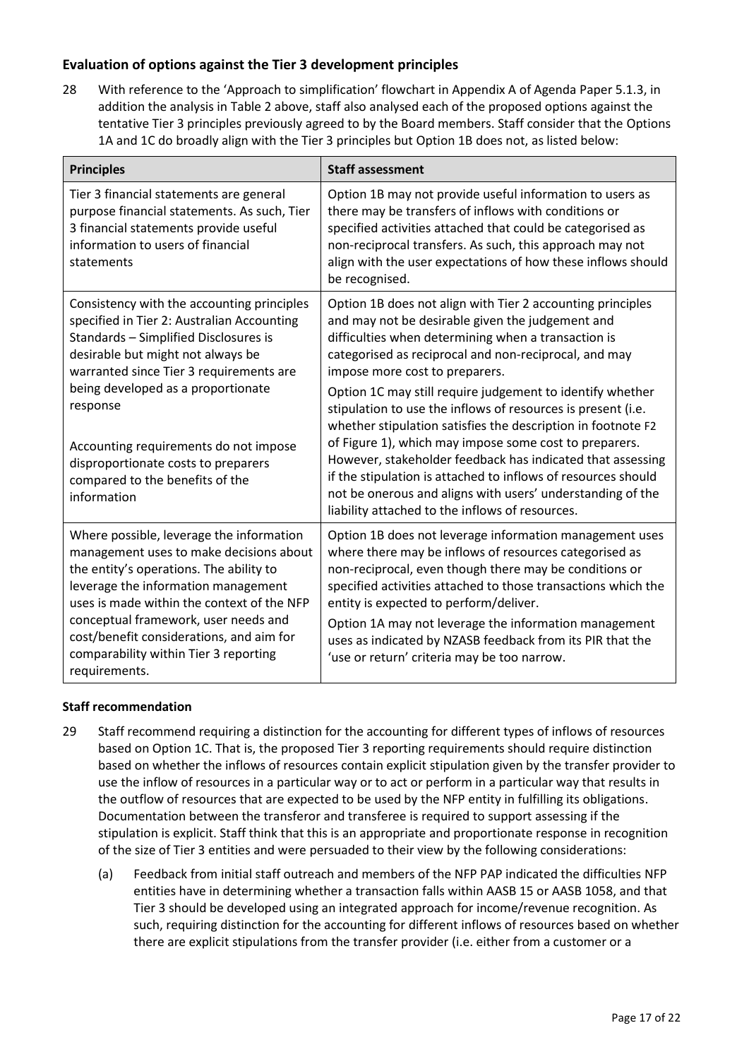### Evaluation of options against the Tier 3 development principles

28 With reference to the 'Approach to simplification' flowchart in Appendix A of Agenda Paper 5.1.3, in addition the analysis in Table 2 above, staff also analysed each of the proposed options against the tentative Tier 3 principles previously agreed to by the Board members. Staff consider that the Options 1A and 1C do broadly align with the Tier 3 principles but Option 1B does not, as listed below:

| Principles | Staff assessment |
|---|---|
| Tier 3 financial statements are general purpose financial statements. As such, Tier 3 financial statements provide useful information to users of financial statements | Option 1B may not provide useful information to users as there may be transfers of inflows with conditions or specified activities attached that could be categorised as non-reciprocal transfers. As such, this approach may not align with the user expectations of how these inflows should be recognised. |
| Consistency with the accounting principles specified in Tier 2: Australian Accounting Standards – Simplified Disclosures is desirable but might not always be warranted since Tier 3 requirements are being developed as a proportionate response<br><br>Accounting requirements do not impose disproportionate costs to preparers compared to the benefits of the information | Option 1B does not align with Tier 2 accounting principles and may not be desirable given the judgement and difficulties when determining when a transaction is categorised as reciprocal and non-reciprocal, and may impose more cost to preparers.<br><br>Option 1C may still require judgement to identify whether stipulation to use the inflows of resources is present (i.e. whether stipulation satisfies the description in footnote F2 of Figure 1), which may impose some cost to preparers. However, stakeholder feedback has indicated that assessing if the stipulation is attached to inflows of resources should not be onerous and aligns with users' understanding of the liability attached to the inflows of resources. |
| Where possible, leverage the information management uses to make decisions about the entity's operations. The ability to leverage the information management uses is made within the context of the NFP conceptual framework, user needs and cost/benefit considerations, and aim for comparability within Tier 3 reporting requirements. | Option 1B does not leverage information management uses where there may be inflows of resources categorised as non-reciprocal, even though there may be conditions or specified activities attached to those transactions which the entity is expected to perform/deliver.<br><br>Option 1A may not leverage the information management uses as indicated by NZASB feedback from its PIR that the 'use or return' criteria may be too narrow. |

#### Staff recommendation

29 Staff recommend requiring a distinction for the accounting for different types of inflows of resources based on Option 1C. That is, the proposed Tier 3 reporting requirements should require distinction based on whether the inflows of resources contain explicit stipulation given by the transfer provider to use the inflow of resources in a particular way or to act or perform in a particular way that results in the outflow of resources that are expected to be used by the NFP entity in fulfilling its obligations. Documentation between the transferor and transferee is required to support assessing if the stipulation is explicit. Staff think that this is an appropriate and proportionate response in recognition of the size of Tier 3 entities and were persuaded to their view by the following considerations:

(a) Feedback from initial staff outreach and members of the NFP PAP indicated the difficulties NFP entities have in determining whether a transaction falls within AASB 15 or AASB 1058, and that Tier 3 should be developed using an integrated approach for income/revenue recognition. As such, requiring distinction for the accounting for different inflows of resources based on whether there are explicit stipulations from the transfer provider (i.e. either from a customer or a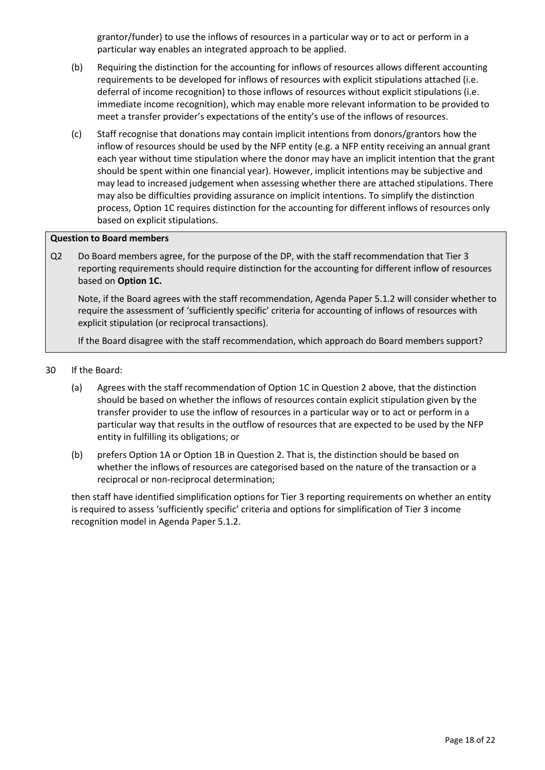grantor/funder) to use the inflows of resources in a particular way or to act or perform in a particular way enables an integrated approach to be applied.

(b) Requiring the distinction for the accounting for inflows of resources allows different accounting requirements to be developed for inflows of resources with explicit stipulations attached (i.e. deferral of income recognition) to those inflows of resources without explicit stipulations (i.e. immediate income recognition), which may enable more relevant information to be provided to meet a transfer provider's expectations of the entity's use of the inflows of resources.

(c) Staff recognise that donations may contain implicit intentions from donors/grantors how the inflow of resources should be used by the NFP entity (e.g. a NFP entity receiving an annual grant each year without time stipulation where the donor may have an implicit intention that the grant should be spent within one financial year). However, implicit intentions may be subjective and may lead to increased judgement when assessing whether there are attached stipulations. There may also be difficulties providing assurance on implicit intentions. To simplify the distinction process, Option 1C requires distinction for the accounting for different inflows of resources only based on explicit stipulations.

**Question to Board members**

Q2 Do Board members agree, for the purpose of the DP, with the staff recommendation that Tier 3 reporting requirements should require distinction for the accounting for different inflow of resources based on **Option 1C.**

Note, if the Board agrees with the staff recommendation, Agenda Paper 5.1.2 will consider whether to require the assessment of 'sufficiently specific' criteria for accounting of inflows of resources with explicit stipulation (or reciprocal transactions).

If the Board disagree with the staff recommendation, which approach do Board members support?

30 If the Board:

(a) Agrees with the staff recommendation of Option 1C in Question 2 above, that the distinction should be based on whether the inflows of resources contain explicit stipulation given by the transfer provider to use the inflow of resources in a particular way or to act or perform in a particular way that results in the outflow of resources that are expected to be used by the NFP entity in fulfilling its obligations; or

(b) prefers Option 1A or Option 1B in Question 2. That is, the distinction should be based on whether the inflows of resources are categorised based on the nature of the transaction or a reciprocal or non-reciprocal determination;

then staff have identified simplification options for Tier 3 reporting requirements on whether an entity is required to assess 'sufficiently specific' criteria and options for simplification of Tier 3 income recognition model in Agenda Paper 5.1.2.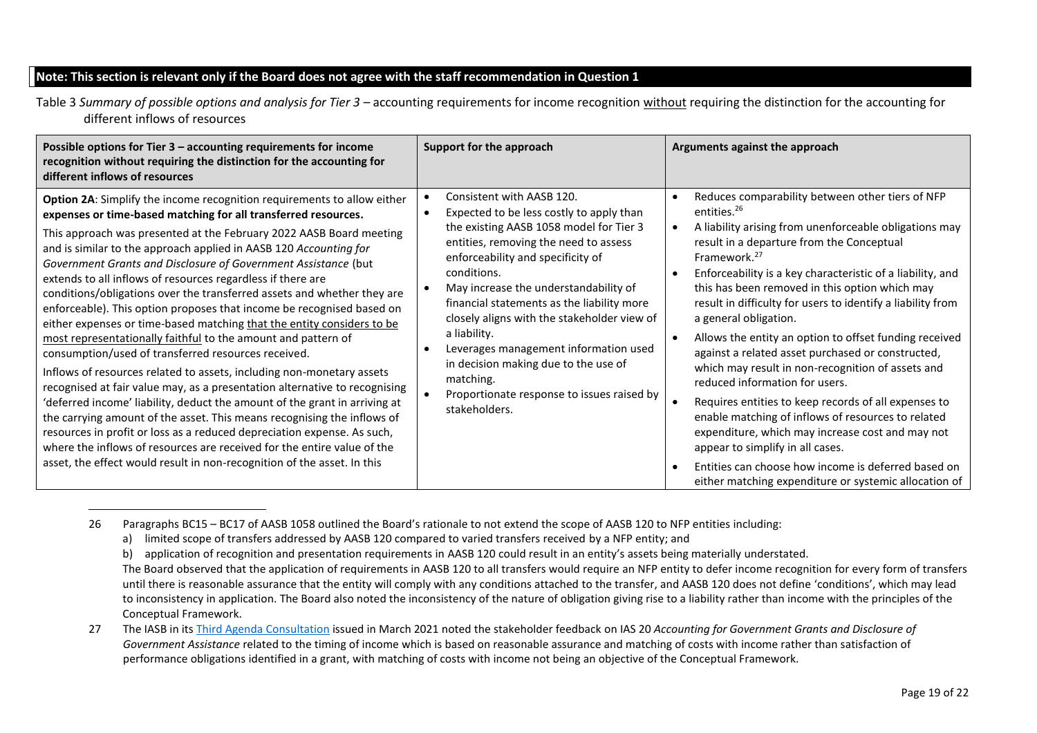**Note: This section is relevant only if the Board does not agree with the staff recommendation in Question 1**

Table 3 *Summary of possible options and analysis for Tier 3* – accounting requirements for income recognition without requiring the distinction for the accounting for different inflows of resources

| Possible options for Tier 3 – accounting requirements for income recognition without requiring the distinction for the accounting for different inflows of resources | Support for the approach | Arguments against the approach |
|---|---|---|
| **Option 2A**: Simplify the income recognition requirements to allow either **expenses or time-based matching for all transferred resources.**<br><br>This approach was presented at the February 2022 AASB Board meeting and is similar to the approach applied in AASB 120 *Accounting for Government Grants and Disclosure of Government Assistance* (but extends to all inflows of resources regardless if there are conditions/obligations over the transferred assets and whether they are enforceable). This option proposes that income be recognised based on either expenses or time-based matching that the entity considers to be most representationally faithful to the amount and pattern of consumption/used of transferred resources received.<br><br>Inflows of resources related to assets, including non-monetary assets recognised at fair value may, as a presentation alternative to recognising 'deferred income' liability, deduct the amount of the grant in arriving at the carrying amount of the asset. This means recognising the inflows of resources in profit or loss as a reduced depreciation expense. As such, where the inflows of resources are received for the entire value of the asset, the effect would result in non-recognition of the asset. In this | • Consistent with AASB 120.<br>• Expected to be less costly to apply than the existing AASB 1058 model for Tier 3 entities, removing the need to assess enforceability and specificity of conditions.<br>• May increase the understandability of financial statements as the liability more closely aligns with the stakeholder view of a liability.<br>• Leverages management information used in decision making due to the use of matching.<br>• Proportionate response to issues raised by stakeholders. | • Reduces comparability between other tiers of NFP entities.[26]<br>• A liability arising from unenforceable obligations may result in a departure from the Conceptual Framework.[27]<br>• Enforceability is a key characteristic of a liability, and this has been removed in this option which may result in difficulty for users to identify a liability from a general obligation.<br>• Allows the entity an option to offset funding received against a related asset purchased or constructed, which may result in non-recognition of assets and reduced information for users.<br>• Requires entities to keep records of all expenses to enable matching of inflows of resources to related expenditure, which may increase cost and may not appear to simplify in all cases.<br>• Entities can choose how income is deferred based on either matching expenditure or systemic allocation of |

26 Paragraphs BC15 – BC17 of AASB 1058 outlined the Board's rationale to not extend the scope of AASB 120 to NFP entities including:

a) limited scope of transfers addressed by AASB 120 compared to varied transfers received by a NFP entity; and

b) application of recognition and presentation requirements in AASB 120 could result in an entity's assets being materially understated.

The Board observed that the application of requirements in AASB 120 to all transfers would require an NFP entity to defer income recognition for every form of transfers until there is reasonable assurance that the entity will comply with any conditions attached to the transfer, and AASB 120 does not define 'conditions', which may lead to inconsistency in application. The Board also noted the inconsistency of the nature of obligation giving rise to a liability rather than income with the principles of the Conceptual Framework.

27 The IASB in its Third Agenda Consultation issued in March 2021 noted the stakeholder feedback on IAS 20 *Accounting for Government Grants and Disclosure of Government Assistance* related to the timing of income which is based on reasonable assurance and matching of costs with income rather than satisfaction of performance obligations identified in a grant, with matching of costs with income not being an objective of the Conceptual Framework.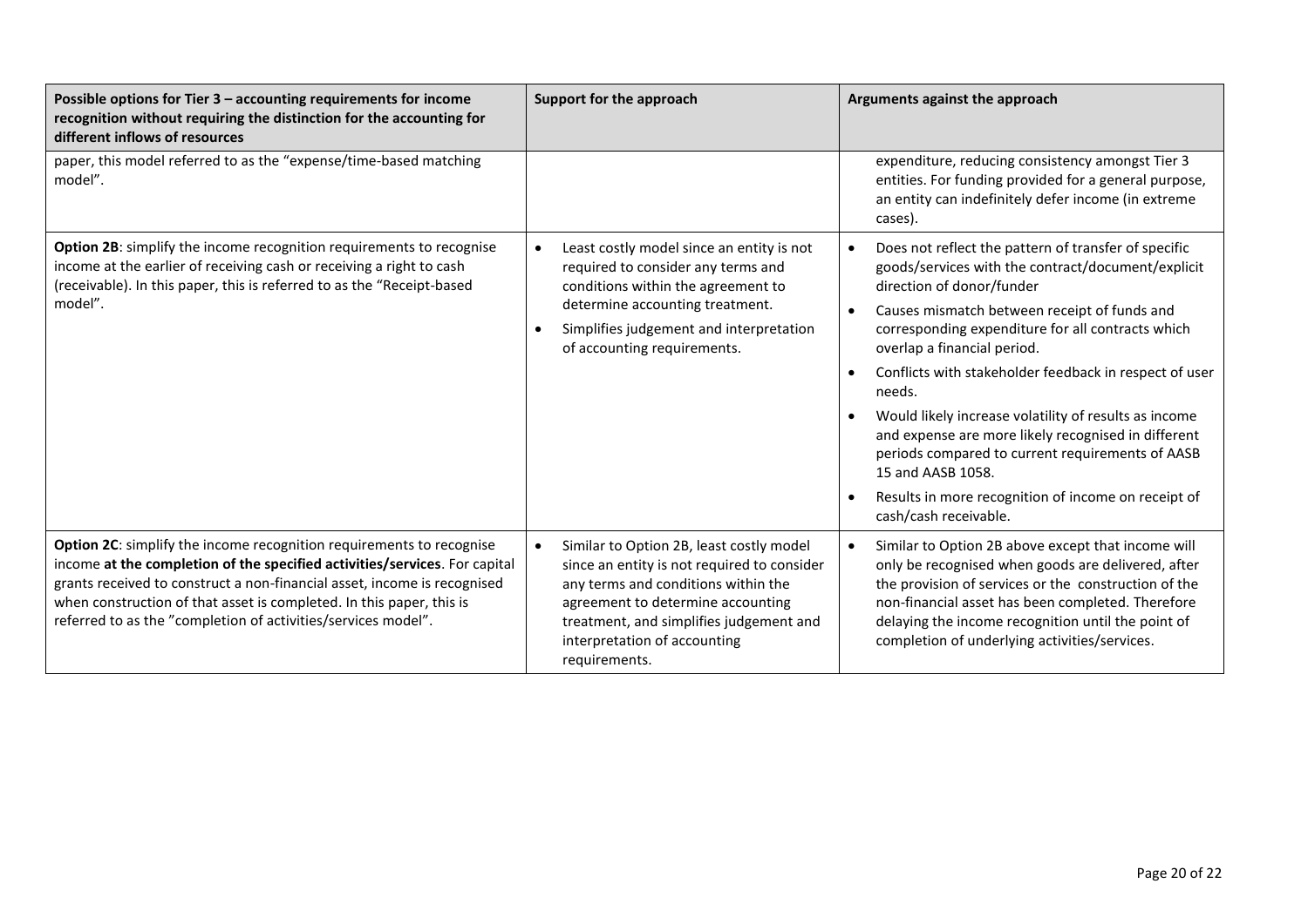| Possible options for Tier 3 – accounting requirements for income recognition without requiring the distinction for the accounting for different inflows of resources | Support for the approach | Arguments against the approach |
| --- | --- | --- |
| paper, this model referred to as the "expense/time-based matching model". | | expenditure, reducing consistency amongst Tier 3 entities. For funding provided for a general purpose, an entity can indefinitely defer income (in extreme cases). |
| **Option 2B**: simplify the income recognition requirements to recognise income at the earlier of receiving cash or receiving a right to cash (receivable). In this paper, this is referred to as the "Receipt-based model". | • Least costly model since an entity is not required to consider any terms and conditions within the agreement to determine accounting treatment.<br>• Simplifies judgement and interpretation of accounting requirements. | • Does not reflect the pattern of transfer of specific goods/services with the contract/document/explicit direction of donor/funder<br>• Causes mismatch between receipt of funds and corresponding expenditure for all contracts which overlap a financial period.<br>• Conflicts with stakeholder feedback in respect of user needs.<br>• Would likely increase volatility of results as income and expense are more likely recognised in different periods compared to current requirements of AASB 15 and AASB 1058.<br>• Results in more recognition of income on receipt of cash/cash receivable. |
| **Option 2C**: simplify the income recognition requirements to recognise income **at the completion of the specified activities/services**. For capital grants received to construct a non-financial asset, income is recognised when construction of that asset is completed. In this paper, this is referred to as the "completion of activities/services model". | • Similar to Option 2B, least costly model since an entity is not required to consider any terms and conditions within the agreement to determine accounting treatment, and simplifies judgement and interpretation of accounting requirements. | • Similar to Option 2B above except that income will only be recognised when goods are delivered, after the provision of services or the construction of the non-financial asset has been completed. Therefore delaying the income recognition until the point of completion of underlying activities/services. |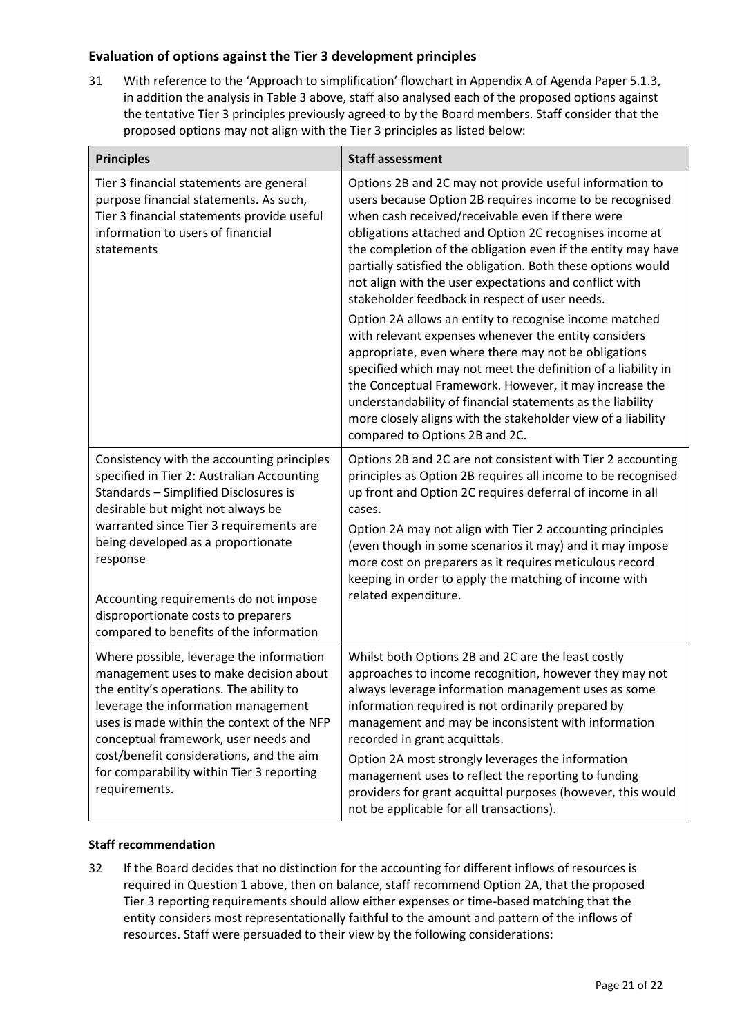### Evaluation of options against the Tier 3 development principles

31 With reference to the 'Approach to simplification' flowchart in Appendix A of Agenda Paper 5.1.3, in addition the analysis in Table 3 above, staff also analysed each of the proposed options against the tentative Tier 3 principles previously agreed to by the Board members. Staff consider that the proposed options may not align with the Tier 3 principles as listed below:

| Principles | Staff assessment |
|---|---|
| Tier 3 financial statements are general purpose financial statements. As such, Tier 3 financial statements provide useful information to users of financial statements | Options 2B and 2C may not provide useful information to users because Option 2B requires income to be recognised when cash received/receivable even if there were obligations attached and Option 2C recognises income at the completion of the obligation even if the entity may have partially satisfied the obligation. Both these options would not align with the user expectations and conflict with stakeholder feedback in respect of user needs.<br><br>Option 2A allows an entity to recognise income matched with relevant expenses whenever the entity considers appropriate, even where there may not be obligations specified which may not meet the definition of a liability in the Conceptual Framework. However, it may increase the understandability of financial statements as the liability more closely aligns with the stakeholder view of a liability compared to Options 2B and 2C. |
| Consistency with the accounting principles specified in Tier 2: Australian Accounting Standards – Simplified Disclosures is desirable but might not always be warranted since Tier 3 requirements are being developed as a proportionate response<br><br>Accounting requirements do not impose disproportionate costs to preparers compared to benefits of the information | Options 2B and 2C are not consistent with Tier 2 accounting principles as Option 2B requires all income to be recognised up front and Option 2C requires deferral of income in all cases.<br><br>Option 2A may not align with Tier 2 accounting principles (even though in some scenarios it may) and it may impose more cost on preparers as it requires meticulous record keeping in order to apply the matching of income with related expenditure. |
| Where possible, leverage the information management uses to make decision about the entity's operations. The ability to leverage the information management uses is made within the context of the NFP conceptual framework, user needs and cost/benefit considerations, and the aim for comparability within Tier 3 reporting requirements. | Whilst both Options 2B and 2C are the least costly approaches to income recognition, however they may not always leverage information management uses as some information required is not ordinarily prepared by management and may be inconsistent with information recorded in grant acquittals.<br><br>Option 2A most strongly leverages the information management uses to reflect the reporting to funding providers for grant acquittal purposes (however, this would not be applicable for all transactions). |

### Staff recommendation

32 If the Board decides that no distinction for the accounting for different inflows of resources is required in Question 1 above, then on balance, staff recommend Option 2A, that the proposed Tier 3 reporting requirements should allow either expenses or time-based matching that the entity considers most representationally faithful to the amount and pattern of the inflows of resources. Staff were persuaded to their view by the following considerations: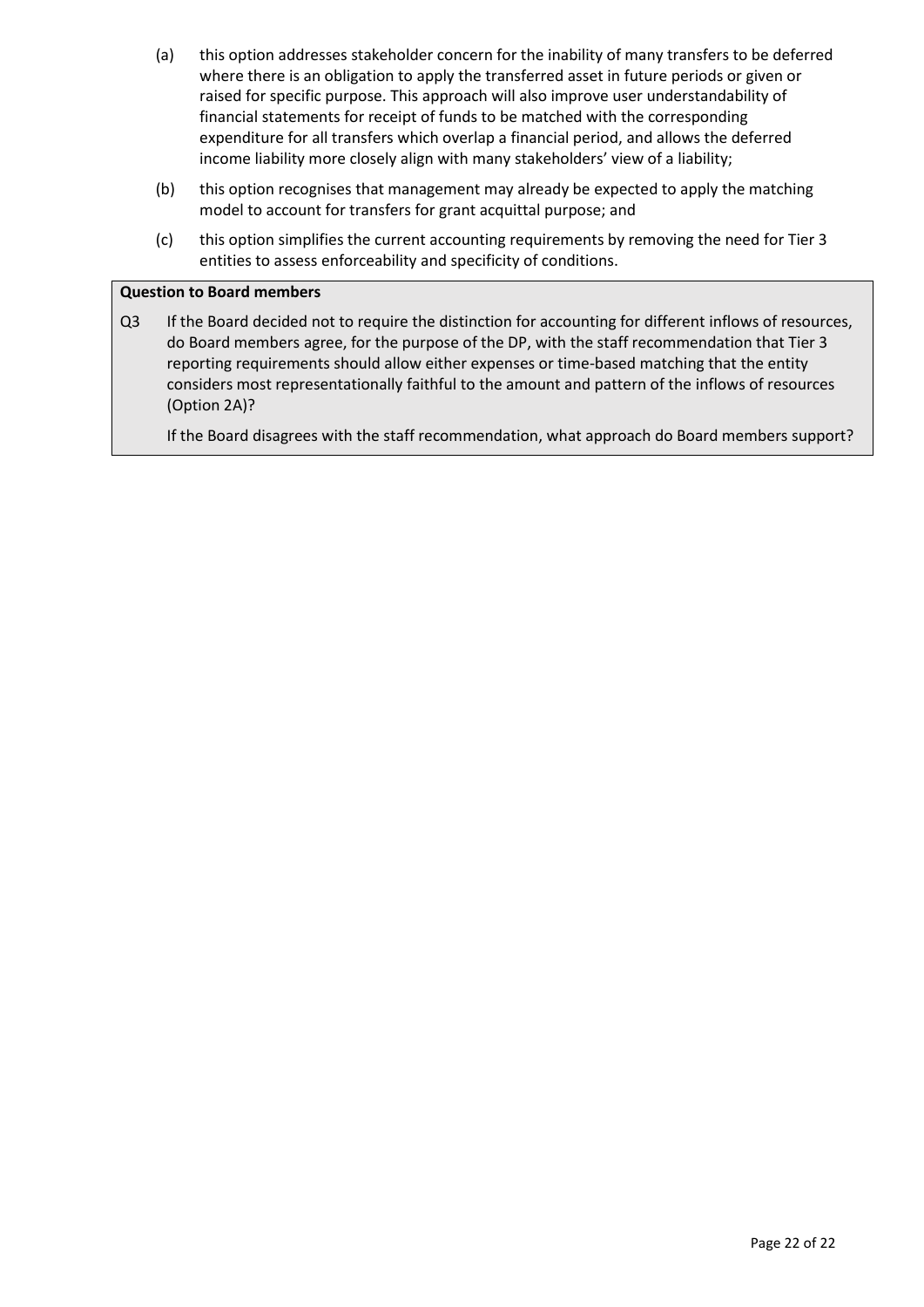(a) this option addresses stakeholder concern for the inability of many transfers to be deferred where there is an obligation to apply the transferred asset in future periods or given or raised for specific purpose. This approach will also improve user understandability of financial statements for receipt of funds to be matched with the corresponding expenditure for all transfers which overlap a financial period, and allows the deferred income liability more closely align with many stakeholders' view of a liability;

(b) this option recognises that management may already be expected to apply the matching model to account for transfers for grant acquittal purpose; and

(c) this option simplifies the current accounting requirements by removing the need for Tier 3 entities to assess enforceability and specificity of conditions.

**Question to Board members**

Q3 If the Board decided not to require the distinction for accounting for different inflows of resources, do Board members agree, for the purpose of the DP, with the staff recommendation that Tier 3 reporting requirements should allow either expenses or time-based matching that the entity considers most representationally faithful to the amount and pattern of the inflows of resources (Option 2A)?

If the Board disagrees with the staff recommendation, what approach do Board members support?